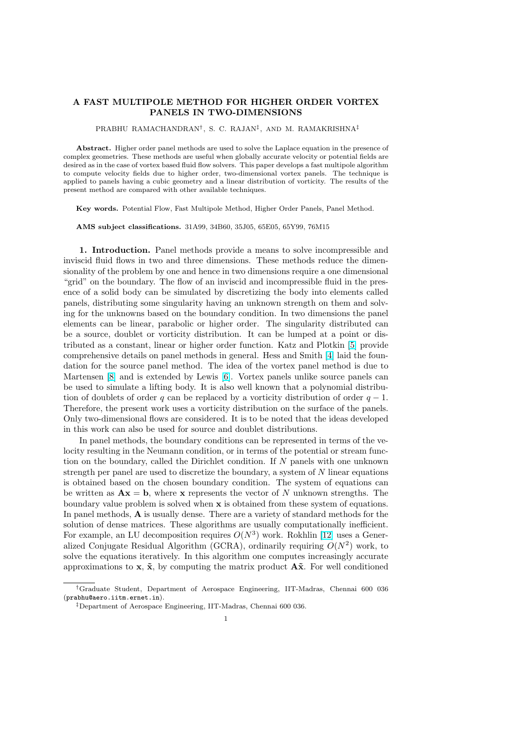# A FAST MULTIPOLE METHOD FOR HIGHER ORDER VORTEX PANELS IN TWO-DIMENSIONS

PRABHU RAMACHANDRAN[†], S. C. RAJAN[‡], AND M. RAMAKRISHNA[‡]

**Abstract.** Higher order panel methods are used to solve the Laplace equation in the presence of complex geometries. These methods are useful when globally accurate velocity or potential fields are desired as in the case of vortex based fluid flow solvers. This paper develops a fast multipole algorithm to compute velocity fields due to higher order, two-dimensional vortex panels. The technique is applied to panels having a cubic geometry and a linear distribution of vorticity. The results of the present method are compared with other available techniques.

**Key words.** Potential Flow, Fast Multipole Method, Higher Order Panels, Panel Method.

**AMS subject classifications.** 31A99, 34B60, 35J05, 65E05, 65Y99, 76M15

**1. Introduction.** Panel methods provide a means to solve incompressible and inviscid fluid flows in two and three dimensions. These methods reduce the dimensionality of the problem by one and hence in two dimensions require a one dimensional "grid" on the boundary. The flow of an inviscid and incompressible fluid in the presence of a solid body can be simulated by discretizing the body into elements called panels, distributing some singularity having an unknown strength on them and solving for the unknowns based on the boundary condition. In two dimensions the panel elements can be linear, parabolic or higher order. The singularity distributed can be a source, doublet or vorticity distribution. It can be lumped at a point or distributed as a constant, linear or higher order function. Katz and Plotkin [5] provide comprehensive details on panel methods in general. Hess and Smith [4] laid the foundation for the source panel method. The idea of the vortex panel method is due to Martensen [8] and is extended by Lewis [6]. Vortex panels unlike source panels can be used to simulate a lifting body. It is also well known that a polynomial distribution of doublets of order $q$ can be replaced by a vorticity distribution of order $q-1$. Therefore, the present work uses a vorticity distribution on the surface of the panels. Only two-dimensional flows are considered. It is to be noted that the ideas developed in this work can also be used for source and doublet distributions.

In panel methods, the boundary conditions can be represented in terms of the velocity resulting in the Neumann condition, or in terms of the potential or stream function on the boundary, called the Dirichlet condition. If $N$ panels with one unknown strength per panel are used to discretize the boundary, a system of $N$ linear equations is obtained based on the chosen boundary condition. The system of equations can be written as $\mathbf{A}\mathbf{x} = \mathbf{b}$, where $\mathbf{x}$ represents the vector of $N$ unknown strengths. The boundary value problem is solved when $\mathbf{x}$ is obtained from these system of equations. In panel methods, $\mathbf{A}$ is usually dense. There are a variety of standard methods for the solution of dense matrices. These algorithms are usually computationally inefficient. For example, an LU decomposition requires $O(N^3)$ work. Rokhlin [12] uses a Generalized Conjugate Residual Algorithm (GCRA), ordinarily requiring $O(N^2)$ work, to solve the equations iteratively. In this algorithm one computes increasingly accurate approximations to $\mathbf{x}$, $\tilde{\mathbf{x}}$, by computing the matrix product $\mathbf{A}\tilde{\mathbf{x}}$. For well conditioned

[†]Graduate Student, Department of Aerospace Engineering, IIT-Madras, Chennai 600 036 (prabhu@aero.iitm.ernet.in).

[‡]Department of Aerospace Engineering, IIT-Madras, Chennai 600 036.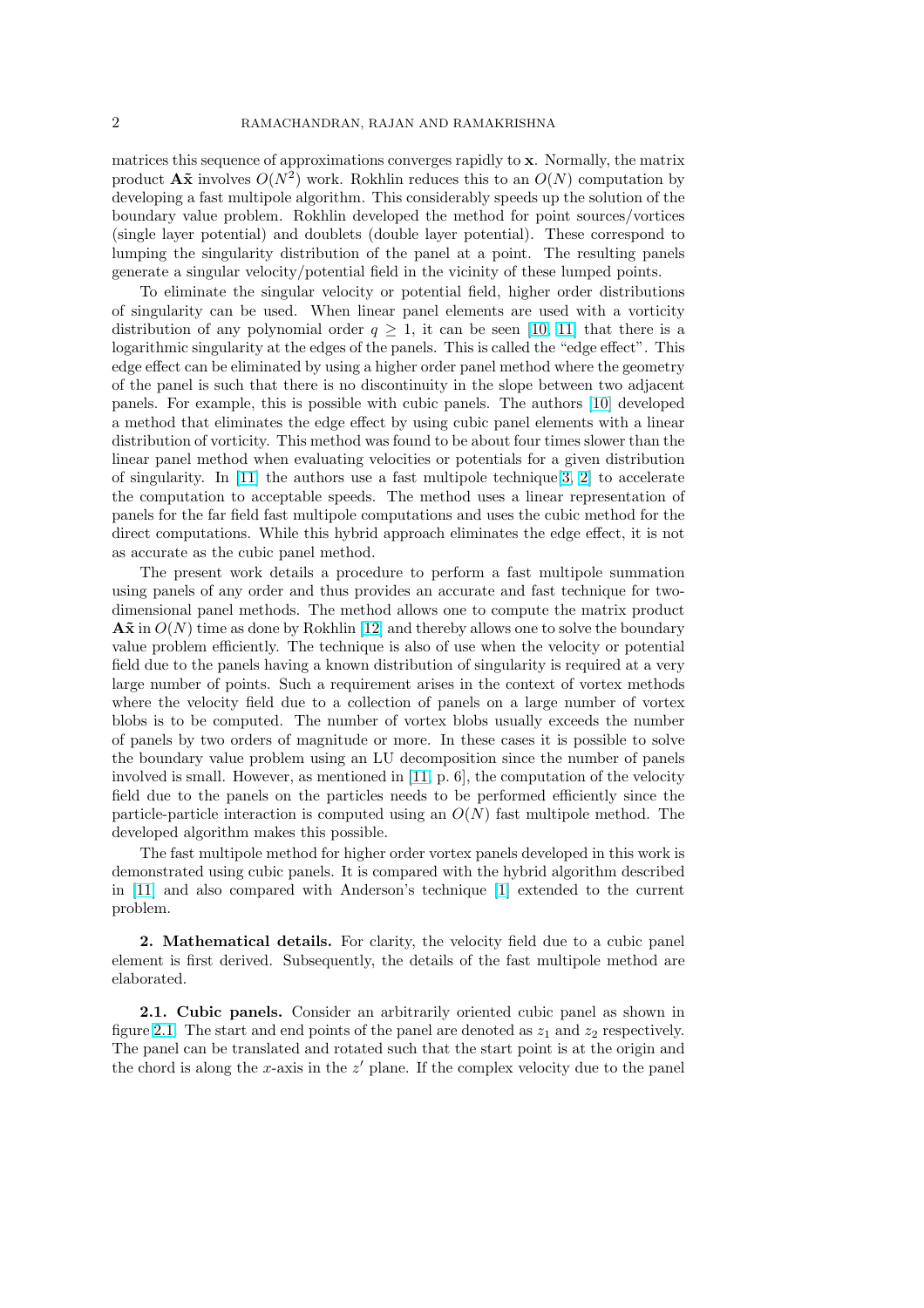matrices this sequence of approximations converges rapidly to $\mathbf{x}$. Normally, the matrix product $\mathbf{A}\tilde{\mathbf{x}}$ involves $O(N^2)$ work. Rokhlin reduces this to an $O(N)$ computation by developing a fast multipole algorithm. This considerably speeds up the solution of the boundary value problem. Rokhlin developed the method for point sources/vortices (single layer potential) and doublets (double layer potential). These correspond to lumping the singularity distribution of the panel at a point. The resulting panels generate a singular velocity/potential field in the vicinity of these lumped points.

To eliminate the singular velocity or potential field, higher order distributions of singularity can be used. When linear panel elements are used with a vorticity distribution of any polynomial order $q \geq 1$, it can be seen [10, 11] that there is a logarithmic singularity at the edges of the panels. This is called the "edge effect". This edge effect can be eliminated by using a higher order panel method where the geometry of the panel is such that there is no discontinuity in the slope between two adjacent panels. For example, this is possible with cubic panels. The authors [10] developed a method that eliminates the edge effect by using cubic panel elements with a linear distribution of vorticity. This method was found to be about four times slower than the linear panel method when evaluating velocities or potentials for a given distribution of singularity. In [11] the authors use a fast multipole technique[3, 2] to accelerate the computation to acceptable speeds. The method uses a linear representation of panels for the far field fast multipole computations and uses the cubic method for the direct computations. While this hybrid approach eliminates the edge effect, it is not as accurate as the cubic panel method.

The present work details a procedure to perform a fast multipole summation using panels of any order and thus provides an accurate and fast technique for two-dimensional panel methods. The method allows one to compute the matrix product $\mathbf{A}\tilde{\mathbf{x}}$ in $O(N)$ time as done by Rokhlin [12] and thereby allows one to solve the boundary value problem efficiently. The technique is also of use when the velocity or potential field due to the panels having a known distribution of singularity is required at a very large number of points. Such a requirement arises in the context of vortex methods where the velocity field due to a collection of panels on a large number of vortex blobs is to be computed. The number of vortex blobs usually exceeds the number of panels by two orders of magnitude or more. In these cases it is possible to solve the boundary value problem using an LU decomposition since the number of panels involved is small. However, as mentioned in [11, p. 6], the computation of the velocity field due to the panels on the particles needs to be performed efficiently since the particle-particle interaction is computed using an $O(N)$ fast multipole method. The developed algorithm makes this possible.

The fast multipole method for higher order vortex panels developed in this work is demonstrated using cubic panels. It is compared with the hybrid algorithm described in [11] and also compared with Anderson's technique [1] extended to the current problem.

**2. Mathematical details.** For clarity, the velocity field due to a cubic panel element is first derived. Subsequently, the details of the fast multipole method are elaborated.

**2.1. Cubic panels.** Consider an arbitrarily oriented cubic panel as shown in figure 2.1. The start and end points of the panel are denoted as $z_1$ and $z_2$ respectively. The panel can be translated and rotated such that the start point is at the origin and the chord is along the $x$-axis in the $z'$ plane. If the complex velocity due to the panel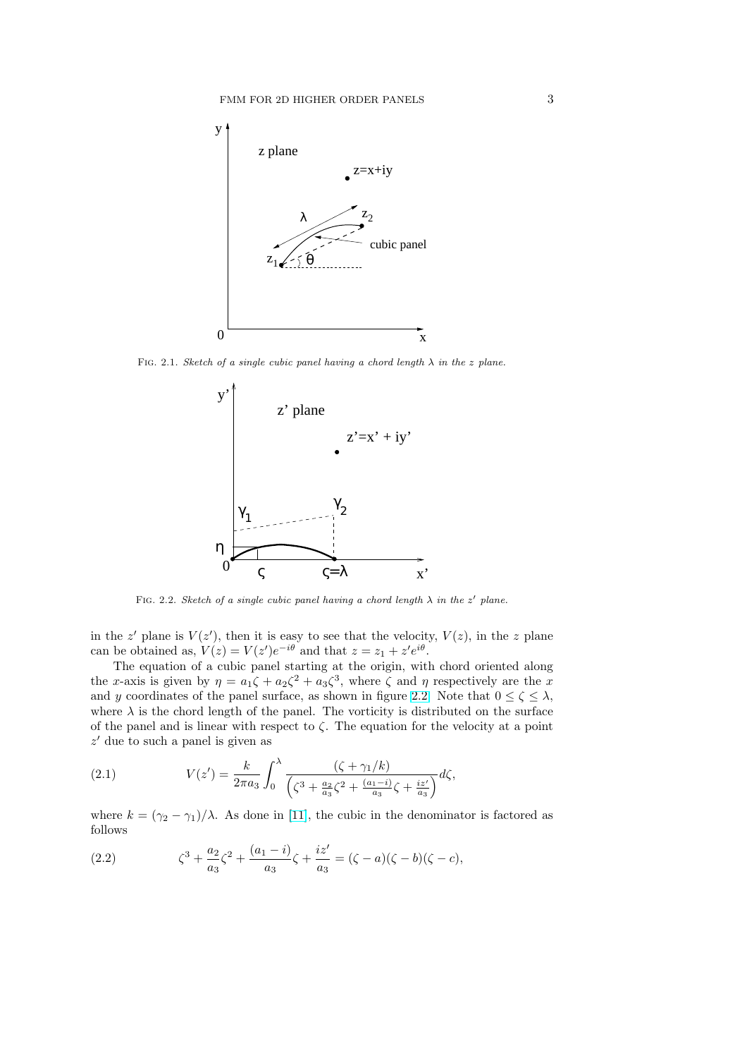Fig. 2.1. *Sketch of a single cubic panel having a chord length $\lambda$ in the z plane.*

Fig. 2.2. *Sketch of a single cubic panel having a chord length $\lambda$ in the $z'$ plane.*

in the $z'$ plane is $V(z')$, then it is easy to see that the velocity, $V(z)$, in the $z$ plane can be obtained as, $V(z) = V(z')e^{-i\theta}$ and that $z = z_1 + z'e^{i\theta}$.

The equation of a cubic panel starting at the origin, with chord oriented along the $x$-axis is given by $\eta = a_1\zeta + a_2\zeta^2 + a_3\zeta^3$, where $\zeta$ and $\eta$ respectively are the $x$ and $y$ coordinates of the panel surface, as shown in figure 2.2. Note that $0 \leq \zeta \leq \lambda$, where $\lambda$ is the chord length of the panel. The vorticity is distributed on the surface of the panel and is linear with respect to $\zeta$. The equation for the velocity at a point $z'$ due to such a panel is given as

$$V(z') = \frac{k}{2\pi a_3}\int_0^{\lambda} \frac{(\zeta + \gamma_1/k)}{\left(\zeta^3 + \frac{a_2}{a_3}\zeta^2 + \frac{(a_1 - i)}{a_3}\zeta + \frac{iz'}{a_3}\right)} d\zeta, \tag{2.1}$$

where $k = (\gamma_2 - \gamma_1)/\lambda$. As done in [11], the cubic in the denominator is factored as follows

$$\zeta^3 + \frac{a_2}{a_3}\zeta^2 + \frac{(a_1 - i)}{a_3}\zeta + \frac{iz'}{a_3} = (\zeta - a)(\zeta - b)(\zeta - c), \tag{2.2}$$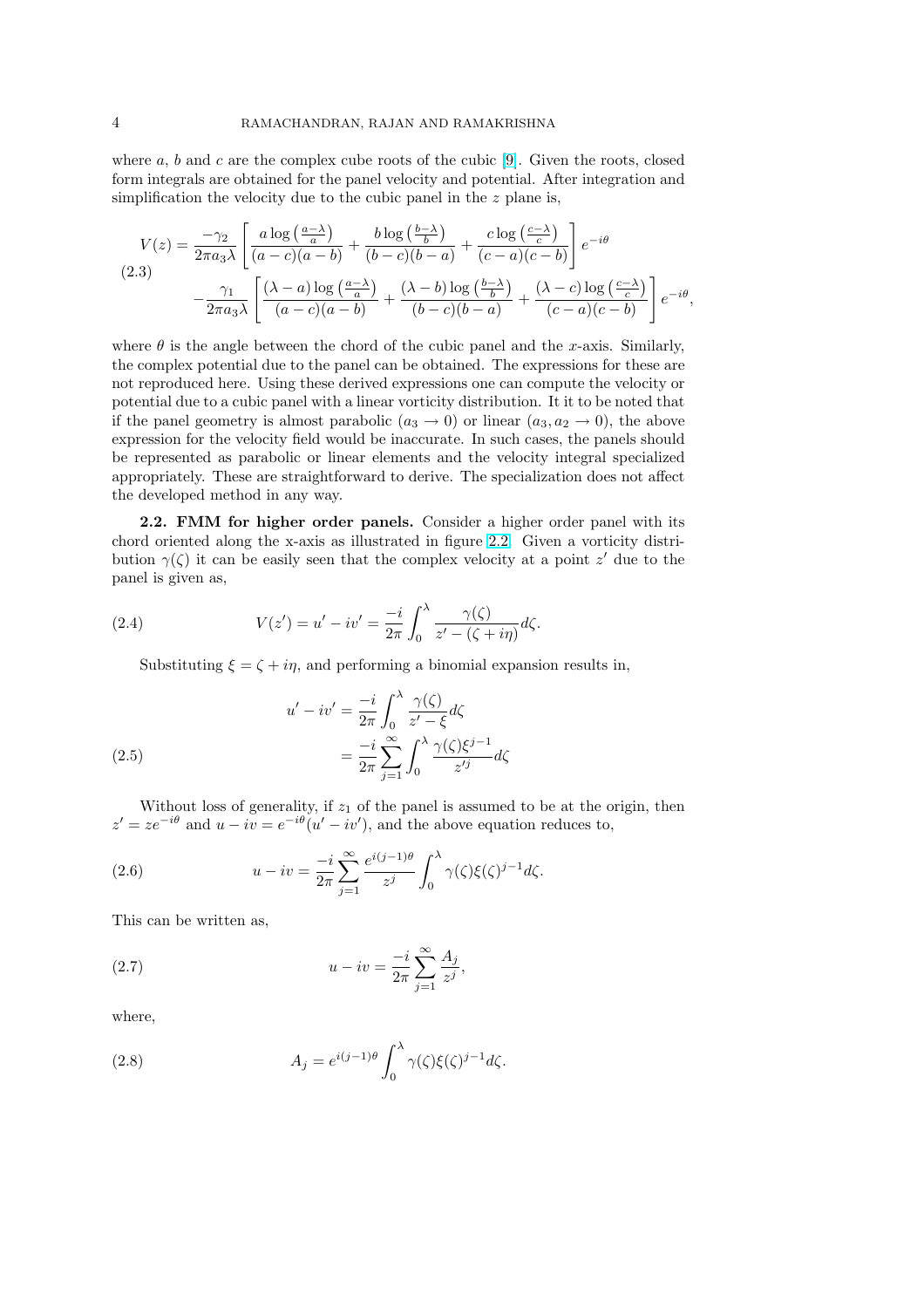where $a$, $b$ and $c$ are the complex cube roots of the cubic [9]. Given the roots, closed form integrals are obtained for the panel velocity and potential. After integration and simplification the velocity due to the cubic panel in the $z$ plane is,

$$
\begin{aligned}
V(z) = & \frac{-\gamma_2}{2\pi a_3 \lambda}\left[\frac{a\log\left(\frac{a-\lambda}{a}\right)}{(a-c)(a-b)} + \frac{b\log\left(\frac{b-\lambda}{b}\right)}{(b-c)(b-a)} + \frac{c\log\left(\frac{c-\lambda}{c}\right)}{(c-a)(c-b)}\right]e^{-i\theta} \\
& - \frac{\gamma_1}{2\pi a_3 \lambda}\left[\frac{(\lambda-a)\log\left(\frac{a-\lambda}{a}\right)}{(a-c)(a-b)} + \frac{(\lambda-b)\log\left(\frac{b-\lambda}{b}\right)}{(b-c)(b-a)} + \frac{(\lambda-c)\log\left(\frac{c-\lambda}{c}\right)}{(c-a)(c-b)}\right]e^{-i\theta},
\end{aligned} \tag{2.3}
$$

where $\theta$ is the angle between the chord of the cubic panel and the $x$-axis. Similarly, the complex potential due to the panel can be obtained. The expressions for these are not reproduced here. Using these derived expressions one can compute the velocity or potential due to a cubic panel with a linear vorticity distribution. It it to be noted that if the panel geometry is almost parabolic ($a_3 \to 0$) or linear ($a_3, a_2 \to 0$), the above expression for the velocity field would be inaccurate. In such cases, the panels should be represented as parabolic or linear elements and the velocity integral specialized appropriately. These are straightforward to derive. The specialization does not affect the developed method in any way.

**2.2. FMM for higher order panels.** Consider a higher order panel with its chord oriented along the x-axis as illustrated in figure 2.2. Given a vorticity distribution $\gamma(\zeta)$ it can be easily seen that the complex velocity at a point $z'$ due to the panel is given as,

$$
V(z') = u' - iv' = \frac{-i}{2\pi}\int_0^\lambda \frac{\gamma(\zeta)}{z' - (\zeta + i\eta)}d\zeta. \tag{2.4}
$$

Substituting $\xi = \zeta + i\eta$, and performing a binomial expansion results in,

$$
\begin{aligned}
u' - iv' &= \frac{-i}{2\pi}\int_0^\lambda \frac{\gamma(\zeta)}{z' - \xi}d\zeta \\
&= \frac{-i}{2\pi}\sum_{j=1}^{\infty}\int_0^\lambda \frac{\gamma(\zeta)\xi^{j-1}}{z'^j}d\zeta
\end{aligned} \tag{2.5}
$$

Without loss of generality, if $z_1$ of the panel is assumed to be at the origin, then $z' = ze^{-i\theta}$ and $u - iv = e^{-i\theta}(u' - iv')$, and the above equation reduces to,

$$
u - iv = \frac{-i}{2\pi}\sum_{j=1}^{\infty}\frac{e^{i(j-1)\theta}}{z^j}\int_0^\lambda \gamma(\zeta)\xi(\zeta)^{j-1}d\zeta. \tag{2.6}
$$

This can be written as,

$$
u - iv = \frac{-i}{2\pi}\sum_{j=1}^{\infty}\frac{A_j}{z^j}, \tag{2.7}
$$

where,

$$
A_j = e^{i(j-1)\theta}\int_0^\lambda \gamma(\zeta)\xi(\zeta)^{j-1}d\zeta. \tag{2.8}
$$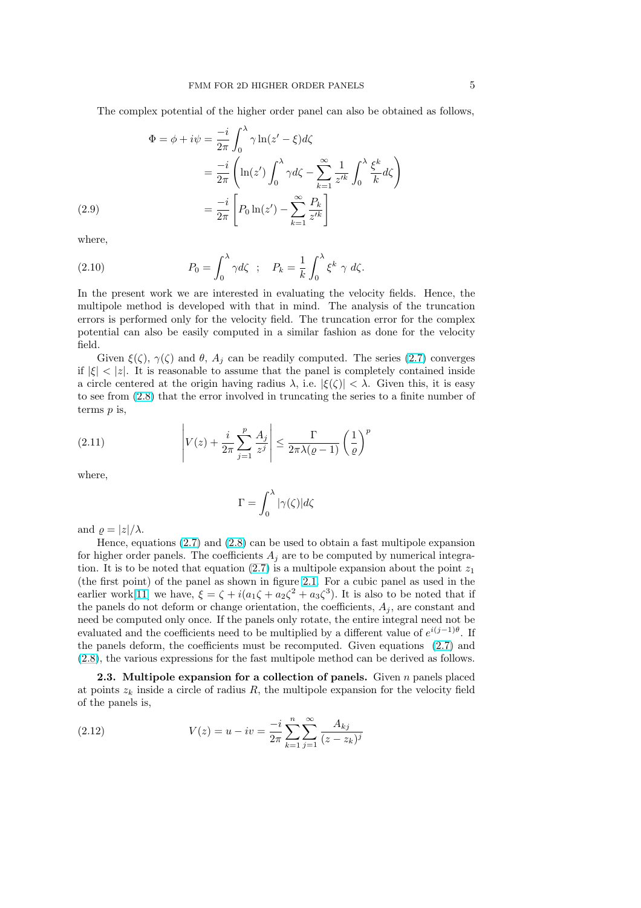The complex potential of the higher order panel can also be obtained as follows,

$$
\begin{aligned}
\Phi = \phi + i\psi &= \frac{-i}{2\pi}\int_0^\lambda \gamma \ln(z' - \xi) d\zeta \\
&= \frac{-i}{2\pi}\left(\ln(z')\int_0^\lambda \gamma d\zeta - \sum_{k=1}^{\infty}\frac{1}{z'^k}\int_0^\lambda \frac{\xi^k}{k} d\zeta\right) \\
&= \frac{-i}{2\pi}\left[P_0 \ln(z') - \sum_{k=1}^{\infty}\frac{P_k}{z'^k}\right]
\end{aligned}
\tag{2.9}
$$

where,

$$
P_0 = \int_0^\lambda \gamma d\zeta \quad ; \quad P_k = \frac{1}{k}\int_0^\lambda \xi^k \; \gamma \; d\zeta. \tag{2.10}
$$

In the present work we are interested in evaluating the velocity fields. Hence, the multipole method is developed with that in mind. The analysis of the truncation errors is performed only for the velocity field. The truncation error for the complex potential can also be easily computed in a similar fashion as done for the velocity field.

Given $\xi(\zeta)$, $\gamma(\zeta)$ and $\theta$, $A_j$ can be readily computed. The series (2.7) converges if $|\xi| < |z|$. It is reasonable to assume that the panel is completely contained inside a circle centered at the origin having radius $\lambda$, i.e. $|\xi(\zeta)| < \lambda$. Given this, it is easy to see from (2.8) that the error involved in truncating the series to a finite number of terms $p$ is,

$$
\left| V(z) + \frac{i}{2\pi}\sum_{j=1}^{p}\frac{A_j}{z^j}\right| \leq \frac{\Gamma}{2\pi\lambda(\varrho - 1)}\left(\frac{1}{\varrho}\right)^p \tag{2.11}
$$

where,

$$
\Gamma = \int_0^\lambda |\gamma(\zeta)| d\zeta
$$

and $\varrho = |z|/\lambda$.

Hence, equations (2.7) and (2.8) can be used to obtain a fast multipole expansion for higher order panels. The coefficients $A_j$ are to be computed by numerical integration. It is to be noted that equation (2.7) is a multipole expansion about the point $z_1$ (the first point) of the panel as shown in figure 2.1. For a cubic panel as used in the earlier work[11] we have, $\xi = \zeta + i(a_1\zeta + a_2\zeta^2 + a_3\zeta^3)$. It is also to be noted that if the panels do not deform or change orientation, the coefficients, $A_j$, are constant and need be computed only once. If the panels only rotate, the entire integral need not be evaluated and the coefficients need to be multiplied by a different value of $e^{i(j-1)\theta}$. If the panels deform, the coefficients must be recomputed. Given equations (2.7) and (2.8), the various expressions for the fast multipole method can be derived as follows.

**2.3. Multipole expansion for a collection of panels.** Given $n$ panels placed at points $z_k$ inside a circle of radius $R$, the multipole expansion for the velocity field of the panels is,

$$
V(z) = u - iv = \frac{-i}{2\pi}\sum_{k=1}^{n}\sum_{j=1}^{\infty}\frac{A_{kj}}{(z - z_k)^j} \tag{2.12}
$$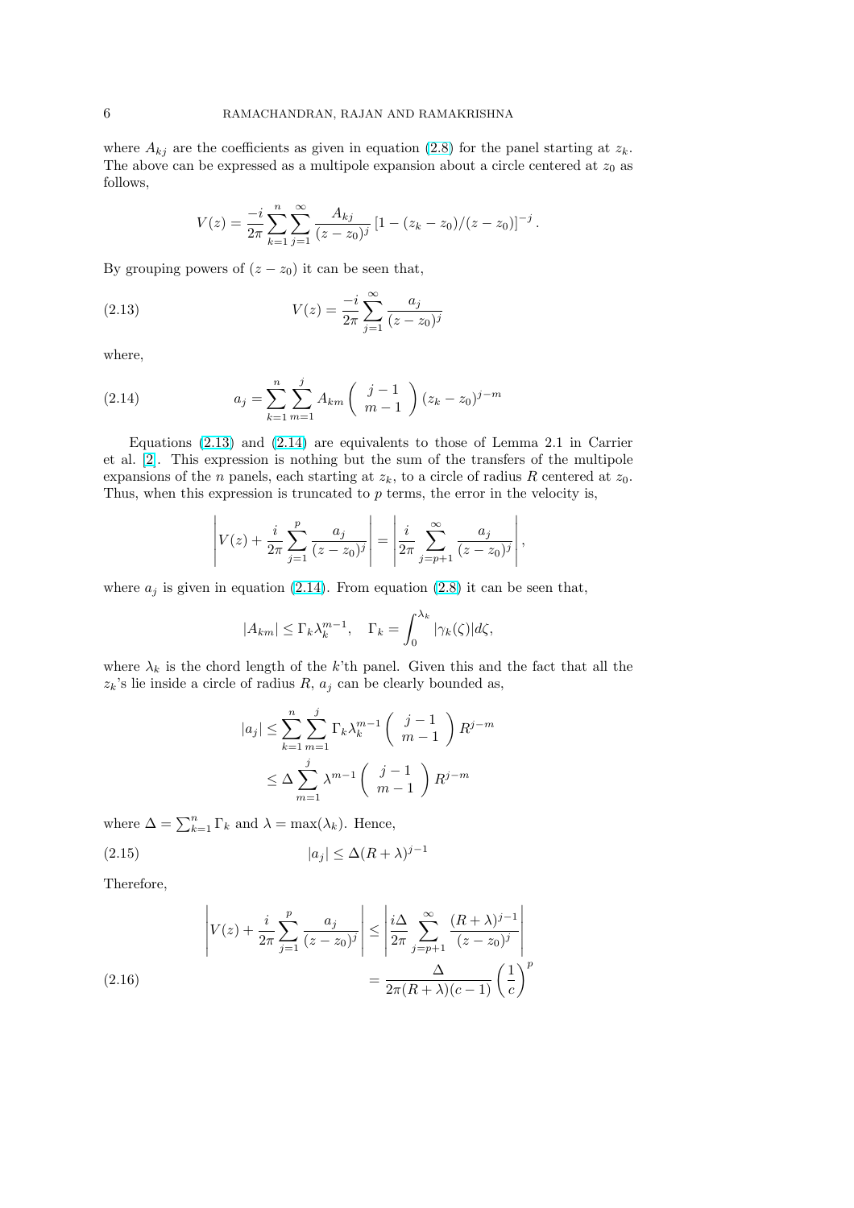where $A_{kj}$ are the coefficients as given in equation (2.8) for the panel starting at $z_k$. The above can be expressed as a multipole expansion about a circle centered at $z_0$ as follows,

$$V(z) = \frac{-i}{2\pi} \sum_{k=1}^{n} \sum_{j=1}^{\infty} \frac{A_{kj}}{(z - z_0)^j} \left[1 - (z_k - z_0)/(z - z_0)\right]^{-j}.$$

By grouping powers of $(z - z_0)$ it can be seen that,

$$V(z) = \frac{-i}{2\pi} \sum_{j=1}^{\infty} \frac{a_j}{(z - z_0)^j} \tag{2.13}$$

where,

$$a_j = \sum_{k=1}^{n} \sum_{m=1}^{j} A_{km} \begin{pmatrix} j-1 \\ m-1 \end{pmatrix} (z_k - z_0)^{j-m} \tag{2.14}$$

Equations (2.13) and (2.14) are equivalents to those of Lemma 2.1 in Carrier et al. [2]. This expression is nothing but the sum of the transfers of the multipole expansions of the $n$ panels, each starting at $z_k$, to a circle of radius $R$ centered at $z_0$. Thus, when this expression is truncated to $p$ terms, the error in the velocity is,

$$\left| V(z) + \frac{i}{2\pi} \sum_{j=1}^{p} \frac{a_j}{(z - z_0)^j} \right| = \left| \frac{i}{2\pi} \sum_{j=p+1}^{\infty} \frac{a_j}{(z - z_0)^j} \right|,$$

where $a_j$ is given in equation (2.14). From equation (2.8) it can be seen that,

$$|A_{km}| \leq \Gamma_k \lambda_k^{m-1}, \quad \Gamma_k = \int_0^{\lambda_k} |\gamma_k(\zeta)| d\zeta,$$

where $\lambda_k$ is the chord length of the $k$'th panel. Given this and the fact that all the $z_k$'s lie inside a circle of radius $R$, $a_j$ can be clearly bounded as,

$$\begin{aligned}
|a_j| &\leq \sum_{k=1}^{n} \sum_{m=1}^{j} \Gamma_k \lambda_k^{m-1} \begin{pmatrix} j-1 \\ m-1 \end{pmatrix} R^{j-m} \\
&\leq \Delta \sum_{m=1}^{j} \lambda^{m-1} \begin{pmatrix} j-1 \\ m-1 \end{pmatrix} R^{j-m}
\end{aligned}$$

where $\Delta = \sum_{k=1}^{n} \Gamma_k$ and $\lambda = \max(\lambda_k)$. Hence,

$$|a_j| \leq \Delta (R + \lambda)^{j-1} \tag{2.15}$$

Therefore,

$$\begin{aligned}
\left| V(z) + \frac{i}{2\pi} \sum_{j=1}^{p} \frac{a_j}{(z - z_0)^j} \right| &\leq \left| \frac{i\Delta}{2\pi} \sum_{j=p+1}^{\infty} \frac{(R + \lambda)^{j-1}}{(z - z_0)^j} \right| \\
&= \frac{\Delta}{2\pi (R + \lambda)(c - 1)} \left( \frac{1}{c} \right)^p
\end{aligned} \tag{2.16}$$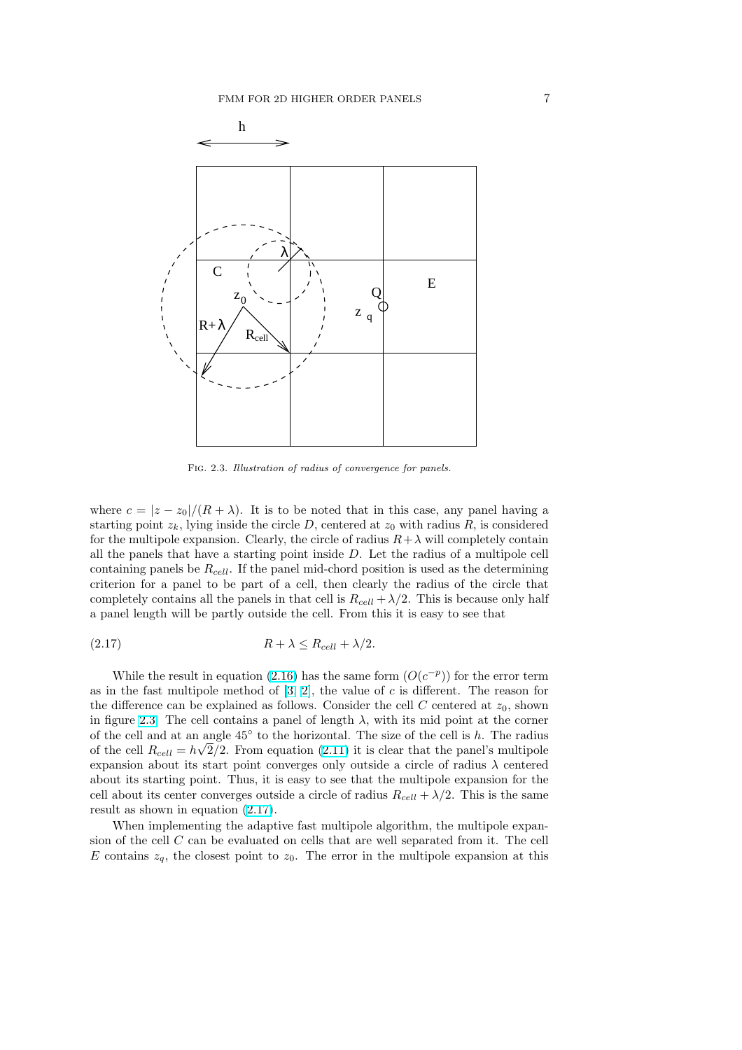Fig. 2.3. *Illustration of radius of convergence for panels.*

where $c = |z - z_0|/(R + \lambda)$. It is to be noted that in this case, any panel having a starting point $z_k$, lying inside the circle $D$, centered at $z_0$ with radius $R$, is considered for the multipole expansion. Clearly, the circle of radius $R + \lambda$ will completely contain all the panels that have a starting point inside $D$. Let the radius of a multipole cell containing panels be $R_{cell}$. If the panel mid-chord position is used as the determining criterion for a panel to be part of a cell, then clearly the radius of the circle that completely contains all the panels in that cell is $R_{cell} + \lambda/2$. This is because only half a panel length will be partly outside the cell. From this it is easy to see that

$$R + \lambda \leq R_{cell} + \lambda/2. \tag{2.17}$$

While the result in equation (2.16) has the same form ($O(c^{-p})$) for the error term as in the fast multipole method of [3, 2], the value of $c$ is different. The reason for the difference can be explained as follows. Consider the cell $C$ centered at $z_0$, shown in figure 2.3. The cell contains a panel of length $\lambda$, with its mid point at the corner of the cell and at an angle $45°$ to the horizontal. The size of the cell is $h$. The radius of the cell $R_{cell} = h\sqrt{2}/2$. From equation (2.11) it is clear that the panel's multipole expansion about its start point converges only outside a circle of radius $\lambda$ centered about its starting point. Thus, it is easy to see that the multipole expansion for the cell about its center converges outside a circle of radius $R_{cell} + \lambda/2$. This is the same result as shown in equation (2.17).

When implementing the adaptive fast multipole algorithm, the multipole expansion of the cell $C$ can be evaluated on cells that are well separated from it. The cell $E$ contains $z_q$, the closest point to $z_0$. The error in the multipole expansion at this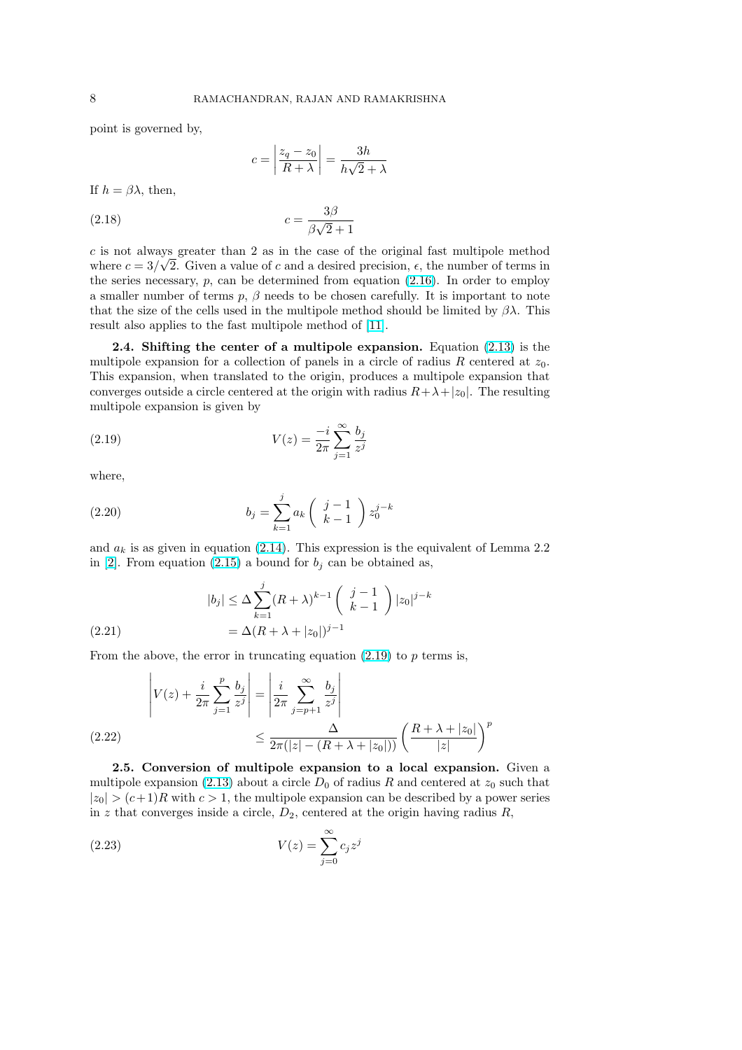point is governed by,

$$c = \left| \frac{z_q - z_0}{R + \lambda} \right| = \frac{3h}{h\sqrt{2} + \lambda}$$

If $h = \beta\lambda$, then,

$$c = \frac{3\beta}{\beta\sqrt{2} + 1} \tag{2.18}$$

$c$ is not always greater than 2 as in the case of the original fast multipole method where $c = 3/\sqrt{2}$. Given a value of $c$ and a desired precision, $\epsilon$, the number of terms in the series necessary, $p$, can be determined from equation (2.16). In order to employ a smaller number of terms $p$, $\beta$ needs to be chosen carefully. It is important to note that the size of the cells used in the multipole method should be limited by $\beta\lambda$. This result also applies to the fast multipole method of [11].

**2.4. Shifting the center of a multipole expansion.** Equation (2.13) is the multipole expansion for a collection of panels in a circle of radius $R$ centered at $z_0$. This expansion, when translated to the origin, produces a multipole expansion that converges outside a circle centered at the origin with radius $R + \lambda + |z_0|$. The resulting multipole expansion is given by

$$V(z) = \frac{-i}{2\pi} \sum_{j=1}^{\infty} \frac{b_j}{z^j} \tag{2.19}$$

where,

$$b_j = \sum_{k=1}^{j} a_k \begin{pmatrix} j-1 \\ k-1 \end{pmatrix} z_0^{j-k} \tag{2.20}$$

and $a_k$ is as given in equation (2.14). This expression is the equivalent of Lemma 2.2 in [2]. From equation (2.15) a bound for $b_j$ can be obtained as,

$$\begin{aligned} |b_j| &\leq \Delta \sum_{k=1}^{j} (R+\lambda)^{k-1} \begin{pmatrix} j-1 \\ k-1 \end{pmatrix} |z_0|^{j-k} \\ &= \Delta (R + \lambda + |z_0|)^{j-1} \end{aligned} \tag{2.21}$$

From the above, the error in truncating equation (2.19) to $p$ terms is,

$$\begin{aligned} \left| V(z) + \frac{i}{2\pi} \sum_{j=1}^{p} \frac{b_j}{z^j} \right| &= \left| \frac{i}{2\pi} \sum_{j=p+1}^{\infty} \frac{b_j}{z^j} \right| \\ &\leq \frac{\Delta}{2\pi(|z| - (R + \lambda + |z_0|))} \left( \frac{R + \lambda + |z_0|}{|z|} \right)^p \end{aligned} \tag{2.22}$$

**2.5. Conversion of multipole expansion to a local expansion.** Given a multipole expansion (2.13) about a circle $D_0$ of radius $R$ and centered at $z_0$ such that $|z_0| > (c+1)R$ with $c > 1$, the multipole expansion can be described by a power series in $z$ that converges inside a circle, $D_2$, centered at the origin having radius $R$,

$$V(z) = \sum_{j=0}^{\infty} c_j z^j \tag{2.23}$$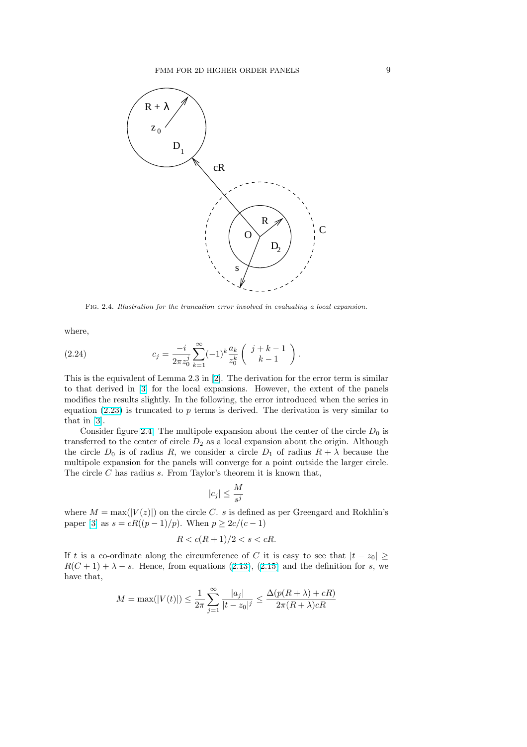FIG. 2.4. *Illustration for the truncation error involved in evaluating a local expansion.*

where,

$$c_j = \frac{-i}{2\pi z_0^j} \sum_{k=1}^{\infty} (-1)^k \frac{a_k}{z_0^k} \begin{pmatrix} j+k-1 \\ k-1 \end{pmatrix}. \tag{2.24}$$

This is the equivalent of Lemma 2.3 in [2]. The derivation for the error term is similar to that derived in [3] for the local expansions. However, the extent of the panels modifies the results slightly. In the following, the error introduced when the series in equation (2.23) is truncated to $p$ terms is derived. The derivation is very similar to that in [3].

Consider figure 2.4. The multipole expansion about the center of the circle $D_0$ is transferred to the center of circle $D_2$ as a local expansion about the origin. Although the circle $D_0$ is of radius $R$, we consider a circle $D_1$ of radius $R + \lambda$ because the multipole expansion for the panels will converge for a point outside the larger circle. The circle $C$ has radius $s$. From Taylor's theorem it is known that,

$$|c_j| \leq \frac{M}{s^j}$$

where $M = \max(|V(z)|)$ on the circle $C$. $s$ is defined as per Greengard and Rokhlin's paper [3] as $s = cR((p-1)/p)$. When $p \geq 2c/(c-1)$

$$R < c(R+1)/2 < s < cR.$$

If $t$ is a co-ordinate along the circumference of $C$ it is easy to see that $|t - z_0| \geq R(C+1) + \lambda - s$. Hence, from equations (2.13), (2.15) and the definition for $s$, we have that,

$$M = \max(|V(t)|) \leq \frac{1}{2\pi} \sum_{j=1}^{\infty} \frac{|a_j|}{|t - z_0|^j} \leq \frac{\Delta(p(R+\lambda) + cR)}{2\pi(R+\lambda)cR}$$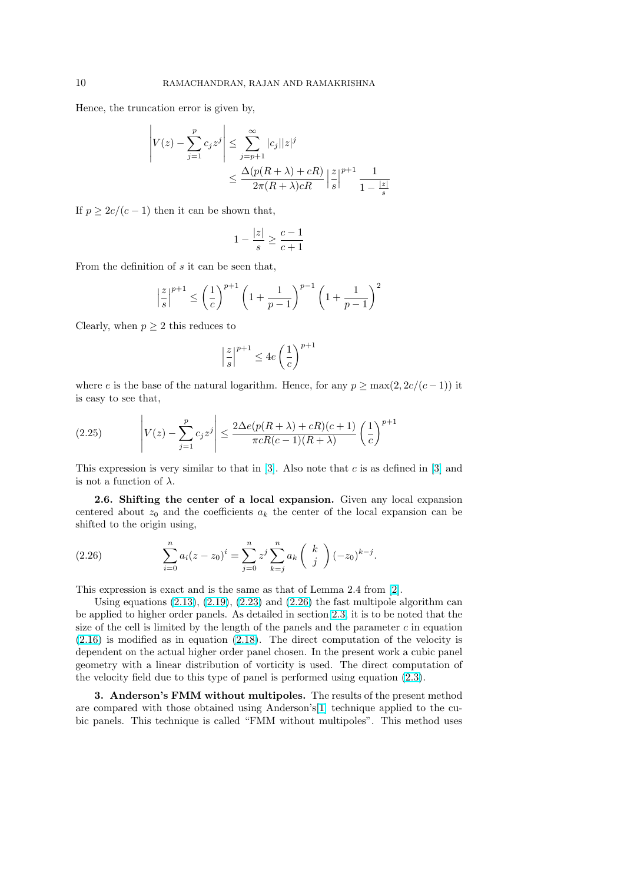Hence, the truncation error is given by,

$$\left| V(z) - \sum_{j=1}^{p} c_j z^j \right| \leq \sum_{j=p+1}^{\infty} |c_j||z|^j$$
$$\leq \frac{\Delta(p(R+\lambda)+cR)}{2\pi(R+\lambda)cR} \left|\frac{z}{s}\right|^{p+1} \frac{1}{1-\frac{|z|}{s}}$$

If $p \geq 2c/(c-1)$ then it can be shown that,

$$1 - \frac{|z|}{s} \geq \frac{c-1}{c+1}$$

From the definition of $s$ it can be seen that,

$$\left|\frac{z}{s}\right|^{p+1} \leq \left(\frac{1}{c}\right)^{p+1} \left(1 + \frac{1}{p-1}\right)^{p-1} \left(1 + \frac{1}{p-1}\right)^{2}$$

Clearly, when $p \geq 2$ this reduces to

$$\left|\frac{z}{s}\right|^{p+1} \leq 4e \left(\frac{1}{c}\right)^{p+1}$$

where $e$ is the base of the natural logarithm. Hence, for any $p \geq \max(2, 2c/(c-1))$ it is easy to see that,

$$\left| V(z) - \sum_{j=1}^{p} c_j z^j \right| \leq \frac{2\Delta e(p(R+\lambda)+cR)(c+1)}{\pi cR(c-1)(R+\lambda)} \left(\frac{1}{c}\right)^{p+1} \tag{2.25}$$

This expression is very similar to that in [3]. Also note that $c$ is as defined in [3] and is not a function of $\lambda$.

**2.6. Shifting the center of a local expansion.** Given any local expansion centered about $z_0$ and the coefficients $a_k$ the center of the local expansion can be shifted to the origin using,

$$\sum_{i=0}^{n} a_i (z-z_0)^i = \sum_{j=0}^{n} z^j \sum_{k=j}^{n} a_k \binom{k}{j} (-z_0)^{k-j}. \tag{2.26}$$

This expression is exact and is the same as that of Lemma 2.4 from [2].

Using equations (2.13), (2.19), (2.23) and (2.26) the fast multipole algorithm can be applied to higher order panels. As detailed in section 2.3, it is to be noted that the size of the cell is limited by the length of the panels and the parameter $c$ in equation (2.16) is modified as in equation (2.18). The direct computation of the velocity is dependent on the actual higher order panel chosen. In the present work a cubic panel geometry with a linear distribution of vorticity is used. The direct computation of the velocity field due to this type of panel is performed using equation (2.3).

**3. Anderson's FMM without multipoles.** The results of the present method are compared with those obtained using Anderson's[1] technique applied to the cubic panels. This technique is called "FMM without multipoles". This method uses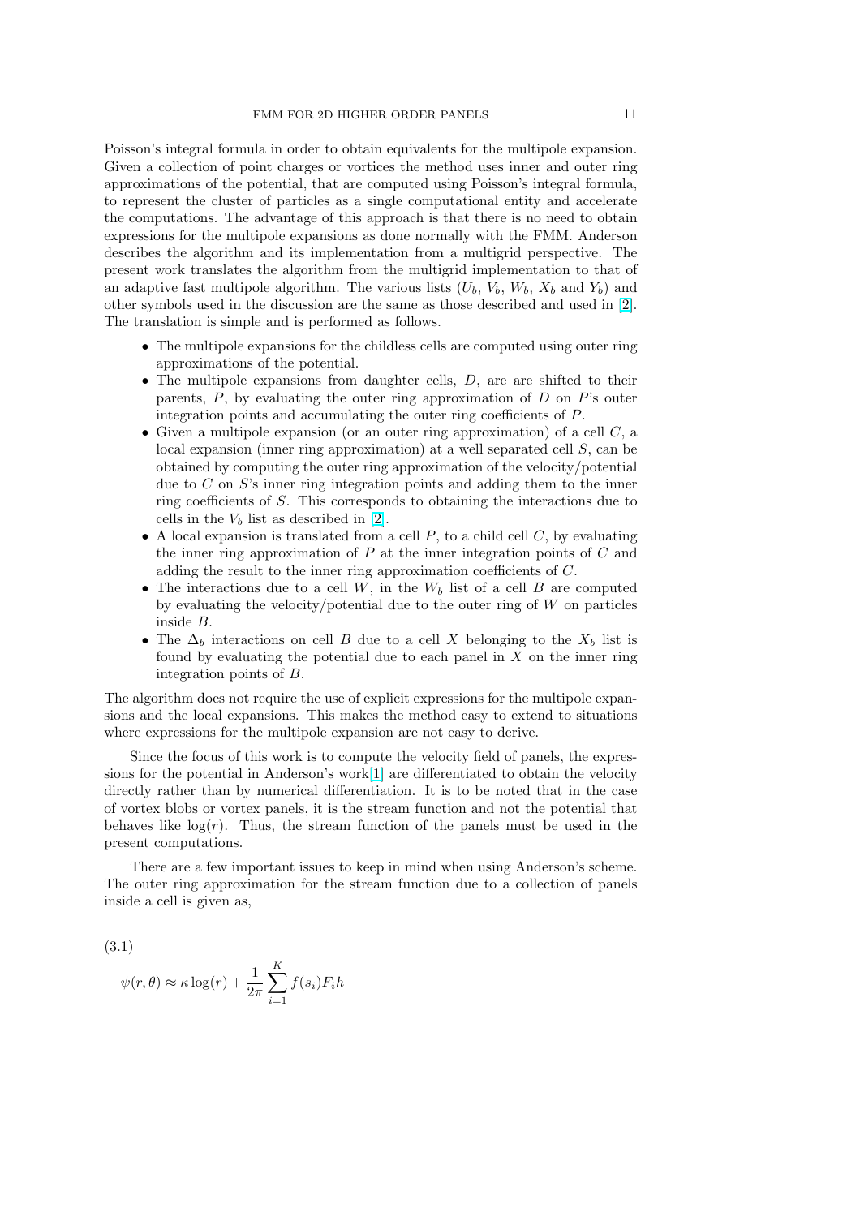Poisson's integral formula in order to obtain equivalents for the multipole expansion. Given a collection of point charges or vortices the method uses inner and outer ring approximations of the potential, that are computed using Poisson's integral formula, to represent the cluster of particles as a single computational entity and accelerate the computations. The advantage of this approach is that there is no need to obtain expressions for the multipole expansions as done normally with the FMM. Anderson describes the algorithm and its implementation from a multigrid perspective. The present work translates the algorithm from the multigrid implementation to that of an adaptive fast multipole algorithm. The various lists ($U_b$, $V_b$, $W_b$, $X_b$ and $Y_b$) and other symbols used in the discussion are the same as those described and used in [2]. The translation is simple and is performed as follows.

- The multipole expansions for the childless cells are computed using outer ring approximations of the potential.
- The multipole expansions from daughter cells, $D$, are are shifted to their parents, $P$, by evaluating the outer ring approximation of $D$ on $P$'s outer integration points and accumulating the outer ring coefficients of $P$.
- Given a multipole expansion (or an outer ring approximation) of a cell $C$, a local expansion (inner ring approximation) at a well separated cell $S$, can be obtained by computing the outer ring approximation of the velocity/potential due to $C$ on $S$'s inner ring integration points and adding them to the inner ring coefficients of $S$. This corresponds to obtaining the interactions due to cells in the $V_b$ list as described in [2].
- A local expansion is translated from a cell $P$, to a child cell $C$, by evaluating the inner ring approximation of $P$ at the inner integration points of $C$ and adding the result to the inner ring approximation coefficients of $C$.
- The interactions due to a cell $W$, in the $W_b$ list of a cell $B$ are computed by evaluating the velocity/potential due to the outer ring of $W$ on particles inside $B$.
- The $\Delta_b$ interactions on cell $B$ due to a cell $X$ belonging to the $X_b$ list is found by evaluating the potential due to each panel in $X$ on the inner ring integration points of $B$.

The algorithm does not require the use of explicit expressions for the multipole expansions and the local expansions. This makes the method easy to extend to situations where expressions for the multipole expansion are not easy to derive.

Since the focus of this work is to compute the velocity field of panels, the expressions for the potential in Anderson's work[1] are differentiated to obtain the velocity directly rather than by numerical differentiation. It is to be noted that in the case of vortex blobs or vortex panels, it is the stream function and not the potential that behaves like $\log(r)$. Thus, the stream function of the panels must be used in the present computations.

There are a few important issues to keep in mind when using Anderson's scheme. The outer ring approximation for the stream function due to a collection of panels inside a cell is given as,

(3.1)

$$\psi(r, \theta) \approx \kappa \log(r) + \frac{1}{2\pi} \sum_{i=1}^{K} f(s_i) F_i h$$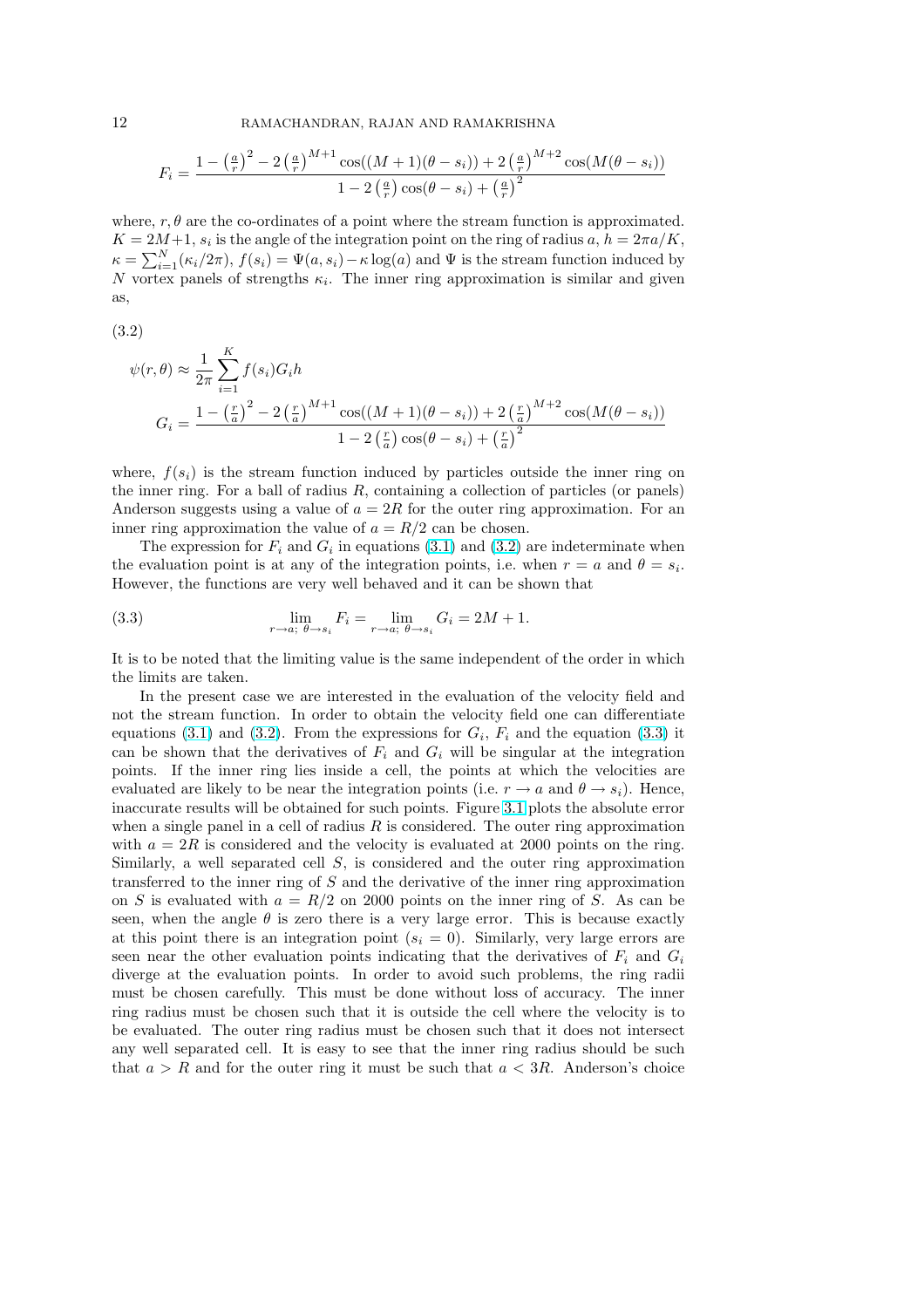$$F_i = \frac{1 - \left(\frac{a}{r}\right)^2 - 2\left(\frac{a}{r}\right)^{M+1}\cos((M+1)(\theta - s_i)) + 2\left(\frac{a}{r}\right)^{M+2}\cos(M(\theta - s_i))}{1 - 2\left(\frac{a}{r}\right)\cos(\theta - s_i) + \left(\frac{a}{r}\right)^2}$$

where, $r, \theta$ are the co-ordinates of a point where the stream function is approximated. $K = 2M+1$, $s_i$ is the angle of the integration point on the ring of radius $a$, $h = 2\pi a/K$, $\kappa = \sum_{i=1}^{N}(\kappa_i/2\pi)$, $f(s_i) = \Psi(a, s_i) - \kappa\log(a)$ and $\Psi$ is the stream function induced by $N$ vortex panels of strengths $\kappa_i$. The inner ring approximation is similar and given as,

(3.2)

$$\psi(r,\theta) \approx \frac{1}{2\pi}\sum_{i=1}^{K} f(s_i) G_i h$$

$$G_i = \frac{1 - \left(\frac{r}{a}\right)^2 - 2\left(\frac{r}{a}\right)^{M+1}\cos((M+1)(\theta - s_i)) + 2\left(\frac{r}{a}\right)^{M+2}\cos(M(\theta - s_i))}{1 - 2\left(\frac{r}{a}\right)\cos(\theta - s_i) + \left(\frac{r}{a}\right)^2}$$

where, $f(s_i)$ is the stream function induced by particles outside the inner ring on the inner ring. For a ball of radius $R$, containing a collection of particles (or panels) Anderson suggests using a value of $a = 2R$ for the outer ring approximation. For an inner ring approximation the value of $a = R/2$ can be chosen.

The expression for $F_i$ and $G_i$ in equations (3.1) and (3.2) are indeterminate when the evaluation point is at any of the integration points, i.e. when $r = a$ and $\theta = s_i$. However, the functions are very well behaved and it can be shown that

$$\lim_{r \to a;\ \theta \to s_i} F_i = \lim_{r \to a;\ \theta \to s_i} G_i = 2M + 1. \tag{3.3}$$

It is to be noted that the limiting value is the same independent of the order in which the limits are taken.

In the present case we are interested in the evaluation of the velocity field and not the stream function. In order to obtain the velocity field one can differentiate equations (3.1) and (3.2). From the expressions for $G_i$, $F_i$ and the equation (3.3) it can be shown that the derivatives of $F_i$ and $G_i$ will be singular at the integration points. If the inner ring lies inside a cell, the points at which the velocities are evaluated are likely to be near the integration points (i.e. $r \to a$ and $\theta \to s_i$). Hence, inaccurate results will be obtained for such points. Figure 3.1 plots the absolute error when a single panel in a cell of radius $R$ is considered. The outer ring approximation with $a = 2R$ is considered and the velocity is evaluated at 2000 points on the ring. Similarly, a well separated cell $S$, is considered and the outer ring approximation transferred to the inner ring of $S$ and the derivative of the inner ring approximation on $S$ is evaluated with $a = R/2$ on 2000 points on the inner ring of $S$. As can be seen, when the angle $\theta$ is zero there is a very large error. This is because exactly at this point there is an integration point ($s_i = 0$). Similarly, very large errors are seen near the other evaluation points indicating that the derivatives of $F_i$ and $G_i$ diverge at the evaluation points. In order to avoid such problems, the ring radii must be chosen carefully. This must be done without loss of accuracy. The inner ring radius must be chosen such that it is outside the cell where the velocity is to be evaluated. The outer ring radius must be chosen such that it does not intersect any well separated cell. It is easy to see that the inner ring radius should be such that $a > R$ and for the outer ring it must be such that $a < 3R$. Anderson's choice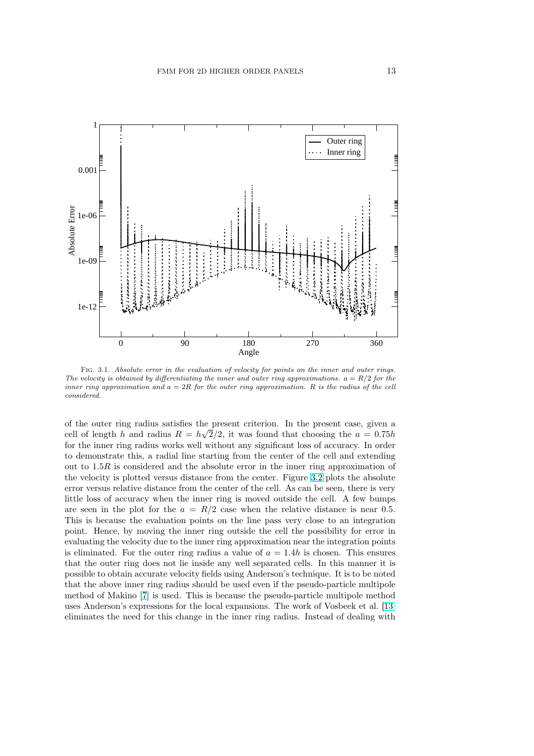FIG. 3.1. *Absolute error in the evaluation of velocity for points on the inner and outer rings. The velocity is obtained by differentiating the inner and outer ring approximations. $a = R/2$ for the inner ring approximation and $a = 2R$ for the outer ring approximation. $R$ is the radius of the cell considered.*

of the outer ring radius satisfies the present criterion. In the present case, given a cell of length $h$ and radius $R = h\sqrt{2}/2$, it was found that choosing the $a = 0.75h$ for the inner ring radius works well without any significant loss of accuracy. In order to demonstrate this, a radial line starting from the center of the cell and extending out to $1.5R$ is considered and the absolute error in the inner ring approximation of the velocity is plotted versus distance from the center. Figure 3.2 plots the absolute error versus relative distance from the center of the cell. As can be seen, there is very little loss of accuracy when the inner ring is moved outside the cell. A few bumps are seen in the plot for the $a = R/2$ case when the relative distance is near 0.5. This is because the evaluation points on the line pass very close to an integration point. Hence, by moving the inner ring outside the cell the possibility for error in evaluating the velocity due to the inner ring approximation near the integration points is eliminated. For the outer ring radius a value of $a = 1.4h$ is chosen. This ensures that the outer ring does not lie inside any well separated cells. In this manner it is possible to obtain accurate velocity fields using Anderson's technique. It is to be noted that the above inner ring radius should be used even if the pseudo-particle multipole method of Makino [7] is used. This is because the pseudo-particle multipole method uses Anderson's expressions for the local expansions. The work of Vosbeek et al. [13] eliminates the need for this change in the inner ring radius. Instead of dealing with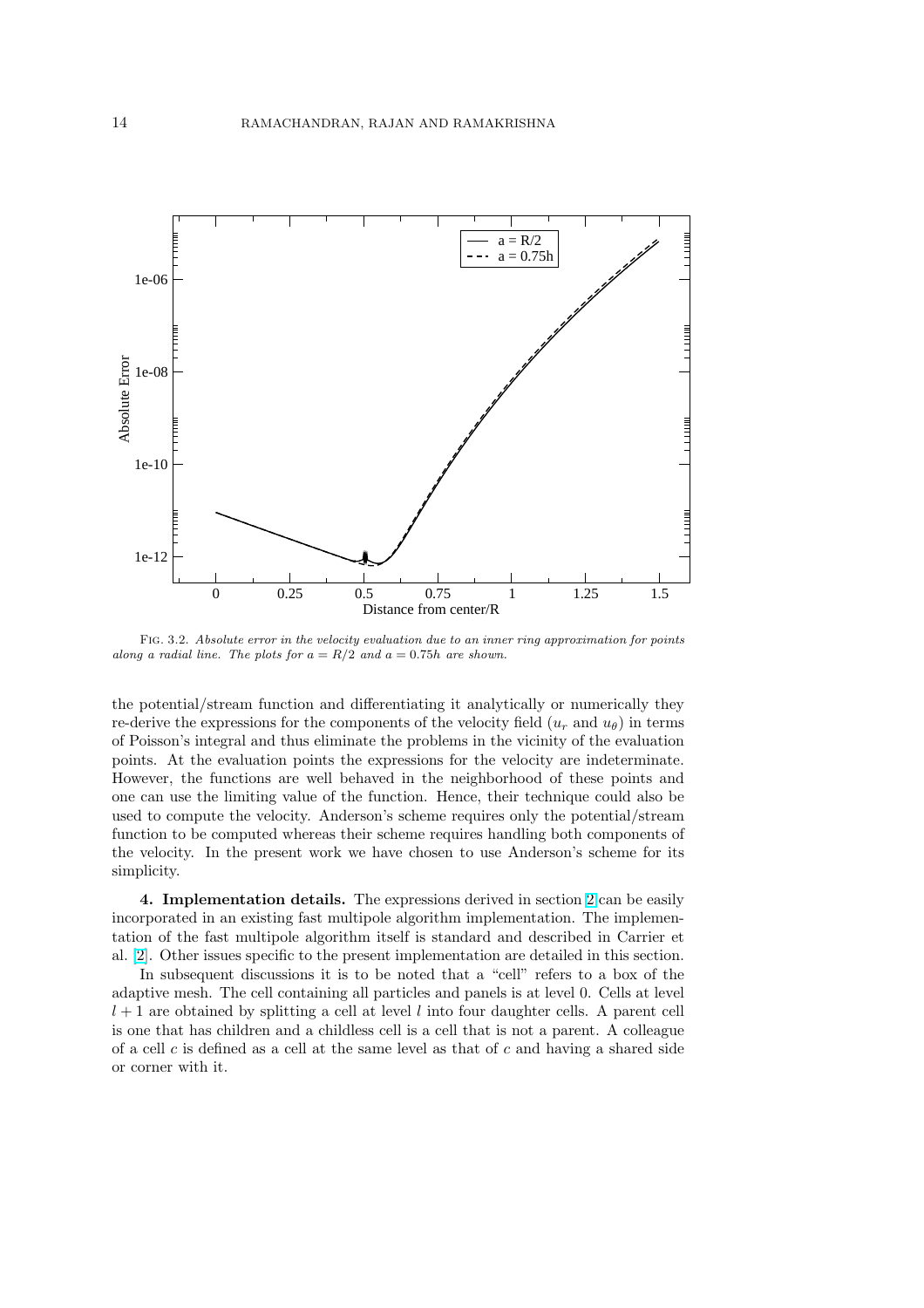FIG. 3.2. *Absolute error in the velocity evaluation due to an inner ring approximation for points along a radial line. The plots for $a = R/2$ and $a = 0.75h$ are shown.*

the potential/stream function and differentiating it analytically or numerically they re-derive the expressions for the components of the velocity field ($u_r$ and $u_\theta$) in terms of Poisson's integral and thus eliminate the problems in the vicinity of the evaluation points. At the evaluation points the expressions for the velocity are indeterminate. However, the functions are well behaved in the neighborhood of these points and one can use the limiting value of the function. Hence, their technique could also be used to compute the velocity. Anderson's scheme requires only the potential/stream function to be computed whereas their scheme requires handling both components of the velocity. In the present work we have chosen to use Anderson's scheme for its simplicity.

**4. Implementation details.** The expressions derived in section 2 can be easily incorporated in an existing fast multipole algorithm implementation. The implementation of the fast multipole algorithm itself is standard and described in Carrier et al. [2]. Other issues specific to the present implementation are detailed in this section.

In subsequent discussions it is to be noted that a "cell" refers to a box of the adaptive mesh. The cell containing all particles and panels is at level 0. Cells at level $l + 1$ are obtained by splitting a cell at level $l$ into four daughter cells. A parent cell is one that has children and a childless cell is a cell that is not a parent. A colleague of a cell $c$ is defined as a cell at the same level as that of $c$ and having a shared side or corner with it.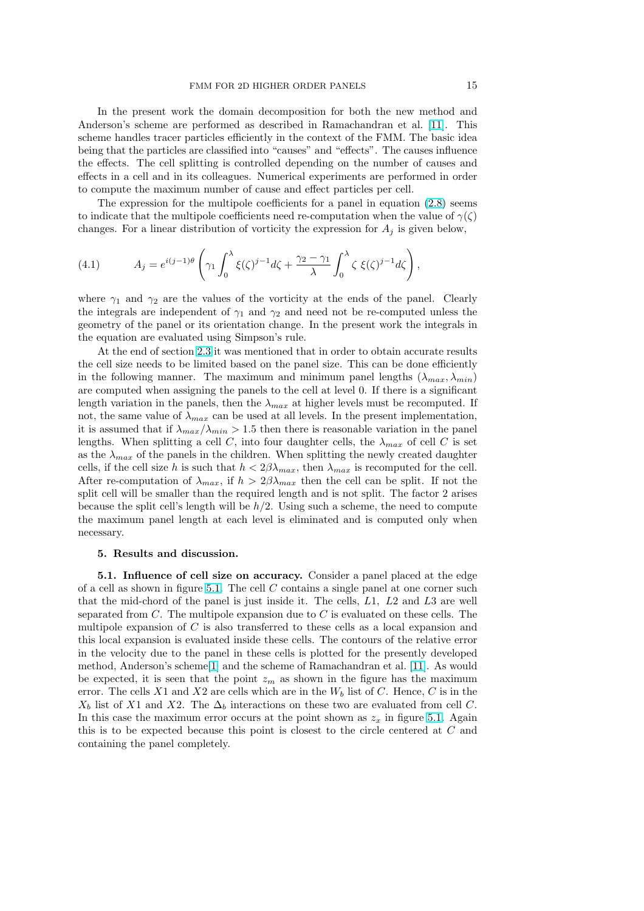In the present work the domain decomposition for both the new method and Anderson's scheme are performed as described in Ramachandran et al. [11]. This scheme handles tracer particles efficiently in the context of the FMM. The basic idea being that the particles are classified into "causes" and "effects". The causes influence the effects. The cell splitting is controlled depending on the number of causes and effects in a cell and in its colleagues. Numerical experiments are performed in order to compute the maximum number of cause and effect particles per cell.

The expression for the multipole coefficients for a panel in equation (2.8) seems to indicate that the multipole coefficients need re-computation when the value of $\gamma(\zeta)$ changes. For a linear distribution of vorticity the expression for $A_j$ is given below,

$$A_j = e^{i(j-1)\theta} \left( \gamma_1 \int_0^\lambda \xi(\zeta)^{j-1} d\zeta + \frac{\gamma_2 - \gamma_1}{\lambda} \int_0^\lambda \zeta \; \xi(\zeta)^{j-1} d\zeta \right), \tag{4.1}$$

where $\gamma_1$ and $\gamma_2$ are the values of the vorticity at the ends of the panel. Clearly the integrals are independent of $\gamma_1$ and $\gamma_2$ and need not be re-computed unless the geometry of the panel or its orientation change. In the present work the integrals in the equation are evaluated using Simpson's rule.

At the end of section 2.3 it was mentioned that in order to obtain accurate results the cell size needs to be limited based on the panel size. This can be done efficiently in the following manner. The maximum and minimum panel lengths $(\lambda_{max}, \lambda_{min})$ are computed when assigning the panels to the cell at level 0. If there is a significant length variation in the panels, then the $\lambda_{max}$ at higher levels must be recomputed. If not, the same value of $\lambda_{max}$ can be used at all levels. In the present implementation, it is assumed that if $\lambda_{max}/\lambda_{min} > 1.5$ then there is reasonable variation in the panel lengths. When splitting a cell $C$, into four daughter cells, the $\lambda_{max}$ of cell $C$ is set as the $\lambda_{max}$ of the panels in the children. When splitting the newly created daughter cells, if the cell size $h$ is such that $h < 2\beta\lambda_{max}$, then $\lambda_{max}$ is recomputed for the cell. After re-computation of $\lambda_{max}$, if $h > 2\beta\lambda_{max}$ then the cell can be split. If not the split cell will be smaller than the required length and is not split. The factor 2 arises because the split cell's length will be $h/2$. Using such a scheme, the need to compute the maximum panel length at each level is eliminated and is computed only when necessary.

## 5. Results and discussion.

**5.1. Influence of cell size on accuracy.** Consider a panel placed at the edge of a cell as shown in figure 5.1. The cell $C$ contains a single panel at one corner such that the mid-chord of the panel is just inside it. The cells, $L1$, $L2$ and $L3$ are well separated from $C$. The multipole expansion due to $C$ is evaluated on these cells. The multipole expansion of $C$ is also transferred to these cells as a local expansion and this local expansion is evaluated inside these cells. The contours of the relative error in the velocity due to the panel in these cells is plotted for the presently developed method, Anderson's scheme[1] and the scheme of Ramachandran et al. [11]. As would be expected, it is seen that the point $z_m$ as shown in the figure has the maximum error. The cells $X1$ and $X2$ are cells which are in the $W_b$ list of $C$. Hence, $C$ is in the $X_b$ list of $X1$ and $X2$. The $\Delta_b$ interactions on these two are evaluated from cell $C$. In this case the maximum error occurs at the point shown as $z_x$ in figure 5.1. Again this is to be expected because this point is closest to the circle centered at $C$ and containing the panel completely.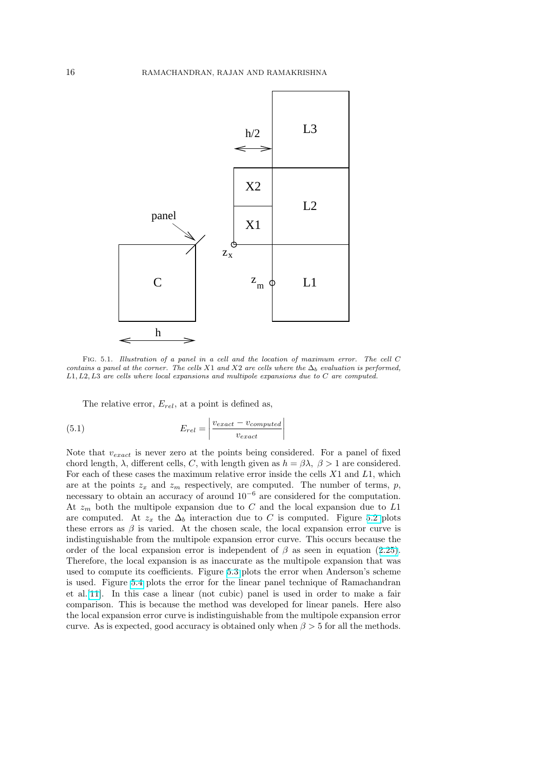FIG. 5.1. *Illustration of a panel in a cell and the location of maximum error. The cell $C$ contains a panel at the corner. The cells $X1$ and $X2$ are cells where the $\Delta_b$ evaluation is performed, $L1, L2, L3$ are cells where local expansions and multipole expansions due to $C$ are computed.*

The relative error, $E_{rel}$, at a point is defined as,

$$E_{rel} = \left| \frac{v_{exact} - v_{computed}}{v_{exact}} \right| \tag{5.1}$$

Note that $v_{exact}$ is never zero at the points being considered. For a panel of fixed chord length, $\lambda$, different cells, $C$, with length given as $h = \beta\lambda,\ \beta > 1$ are considered. For each of these cases the maximum relative error inside the cells $X1$ and $L1$, which are at the points $z_x$ and $z_m$ respectively, are computed. The number of terms, $p$, necessary to obtain an accuracy of around $10^{-6}$ are considered for the computation. At $z_m$ both the multipole expansion due to $C$ and the local expansion due to $L1$ are computed. At $z_x$ the $\Delta_b$ interaction due to $C$ is computed. Figure 5.2 plots these errors as $\beta$ is varied. At the chosen scale, the local expansion error curve is indistinguishable from the multipole expansion error curve. This occurs because the order of the local expansion error is independent of $\beta$ as seen in equation (2.25). Therefore, the local expansion is as inaccurate as the multipole expansion that was used to compute its coefficients. Figure 5.3 plots the error when Anderson's scheme is used. Figure 5.4 plots the error for the linear panel technique of Ramachandran et al.[11]. In this case a linear (not cubic) panel is used in order to make a fair comparison. This is because the method was developed for linear panels. Here also the local expansion error curve is indistinguishable from the multipole expansion error curve. As is expected, good accuracy is obtained only when $\beta > 5$ for all the methods.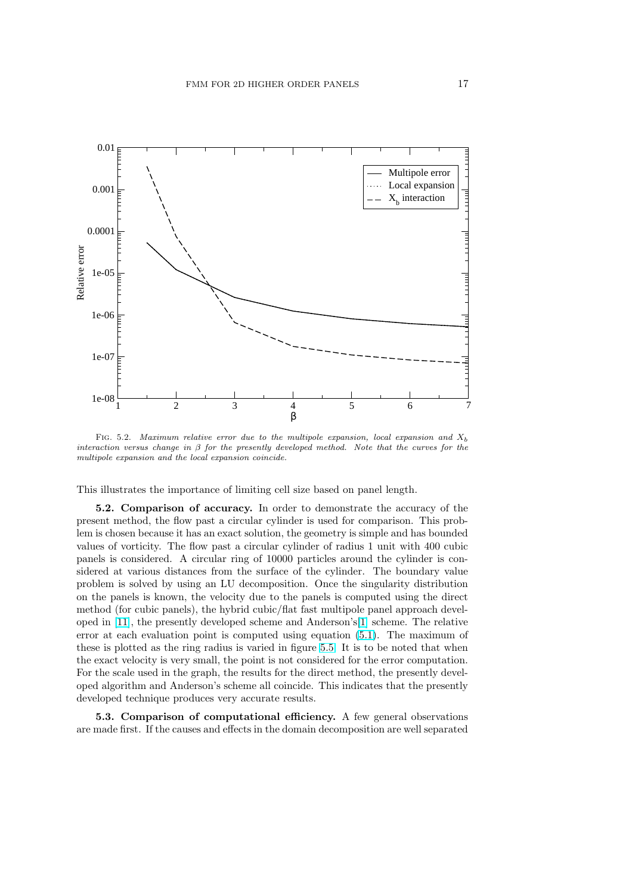FIG. 5.2. *Maximum relative error due to the multipole expansion, local expansion and $X_b$ interaction versus change in $\beta$ for the presently developed method. Note that the curves for the multipole expansion and the local expansion coincide.*

This illustrates the importance of limiting cell size based on panel length.

**5.2. Comparison of accuracy.** In order to demonstrate the accuracy of the present method, the flow past a circular cylinder is used for comparison. This problem is chosen because it has an exact solution, the geometry is simple and has bounded values of vorticity. The flow past a circular cylinder of radius 1 unit with 400 cubic panels is considered. A circular ring of 10000 particles around the cylinder is considered at various distances from the surface of the cylinder. The boundary value problem is solved by using an LU decomposition. Once the singularity distribution on the panels is known, the velocity due to the panels is computed using the direct method (for cubic panels), the hybrid cubic/flat fast multipole panel approach developed in [11], the presently developed scheme and Anderson's[1] scheme. The relative error at each evaluation point is computed using equation (5.1). The maximum of these is plotted as the ring radius is varied in figure 5.5. It is to be noted that when the exact velocity is very small, the point is not considered for the error computation. For the scale used in the graph, the results for the direct method, the presently developed algorithm and Anderson's scheme all coincide. This indicates that the presently developed technique produces very accurate results.

**5.3. Comparison of computational efficiency.** A few general observations are made first. If the causes and effects in the domain decomposition are well separated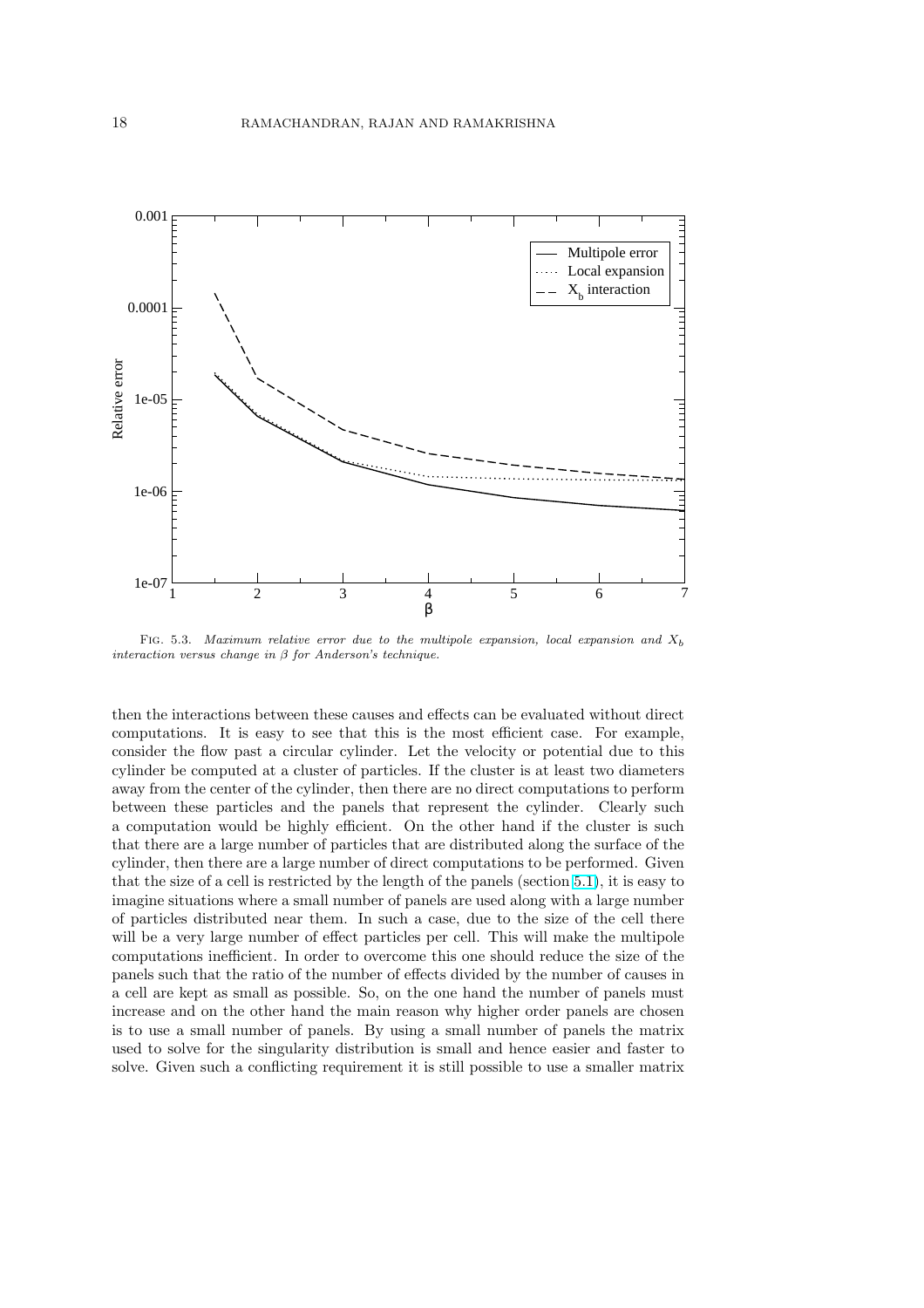FIG. 5.3. *Maximum relative error due to the multipole expansion, local expansion and $X_b$ interaction versus change in $\beta$ for Anderson's technique.*

then the interactions between these causes and effects can be evaluated without direct computations. It is easy to see that this is the most efficient case. For example, consider the flow past a circular cylinder. Let the velocity or potential due to this cylinder be computed at a cluster of particles. If the cluster is at least two diameters away from the center of the cylinder, then there are no direct computations to perform between these particles and the panels that represent the cylinder. Clearly such a computation would be highly efficient. On the other hand if the cluster is such that there are a large number of particles that are distributed along the surface of the cylinder, then there are a large number of direct computations to be performed. Given that the size of a cell is restricted by the length of the panels (section 5.1), it is easy to imagine situations where a small number of panels are used along with a large number of particles distributed near them. In such a case, due to the size of the cell there will be a very large number of effect particles per cell. This will make the multipole computations inefficient. In order to overcome this one should reduce the size of the panels such that the ratio of the number of effects divided by the number of causes in a cell are kept as small as possible. So, on the one hand the number of panels must increase and on the other hand the main reason why higher order panels are chosen is to use a small number of panels. By using a small number of panels the matrix used to solve for the singularity distribution is small and hence easier and faster to solve. Given such a conflicting requirement it is still possible to use a smaller matrix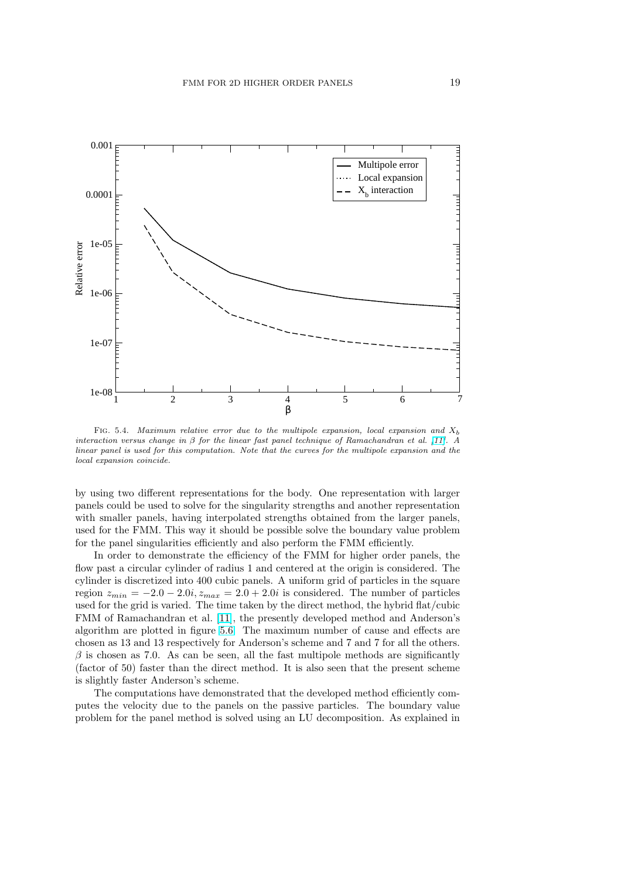FIG. 5.4. *Maximum relative error due to the multipole expansion, local expansion and $X_b$ interaction versus change in $\beta$ for the linear fast panel technique of Ramachandran et al. [11]. A linear panel is used for this computation. Note that the curves for the multipole expansion and the local expansion coincide.*

by using two different representations for the body. One representation with larger panels could be used to solve for the singularity strengths and another representation with smaller panels, having interpolated strengths obtained from the larger panels, used for the FMM. This way it should be possible solve the boundary value problem for the panel singularities efficiently and also perform the FMM efficiently.

In order to demonstrate the efficiency of the FMM for higher order panels, the flow past a circular cylinder of radius 1 and centered at the origin is considered. The cylinder is discretized into 400 cubic panels. A uniform grid of particles in the square region $z_{min} = -2.0 - 2.0i, z_{max} = 2.0 + 2.0i$ is considered. The number of particles used for the grid is varied. The time taken by the direct method, the hybrid flat/cubic FMM of Ramachandran et al. [11], the presently developed method and Anderson's algorithm are plotted in figure 5.6. The maximum number of cause and effects are chosen as 13 and 13 respectively for Anderson's scheme and 7 and 7 for all the others. $\beta$ is chosen as 7.0. As can be seen, all the fast multipole methods are significantly (factor of 50) faster than the direct method. It is also seen that the present scheme is slightly faster Anderson's scheme.

The computations have demonstrated that the developed method efficiently computes the velocity due to the panels on the passive particles. The boundary value problem for the panel method is solved using an LU decomposition. As explained in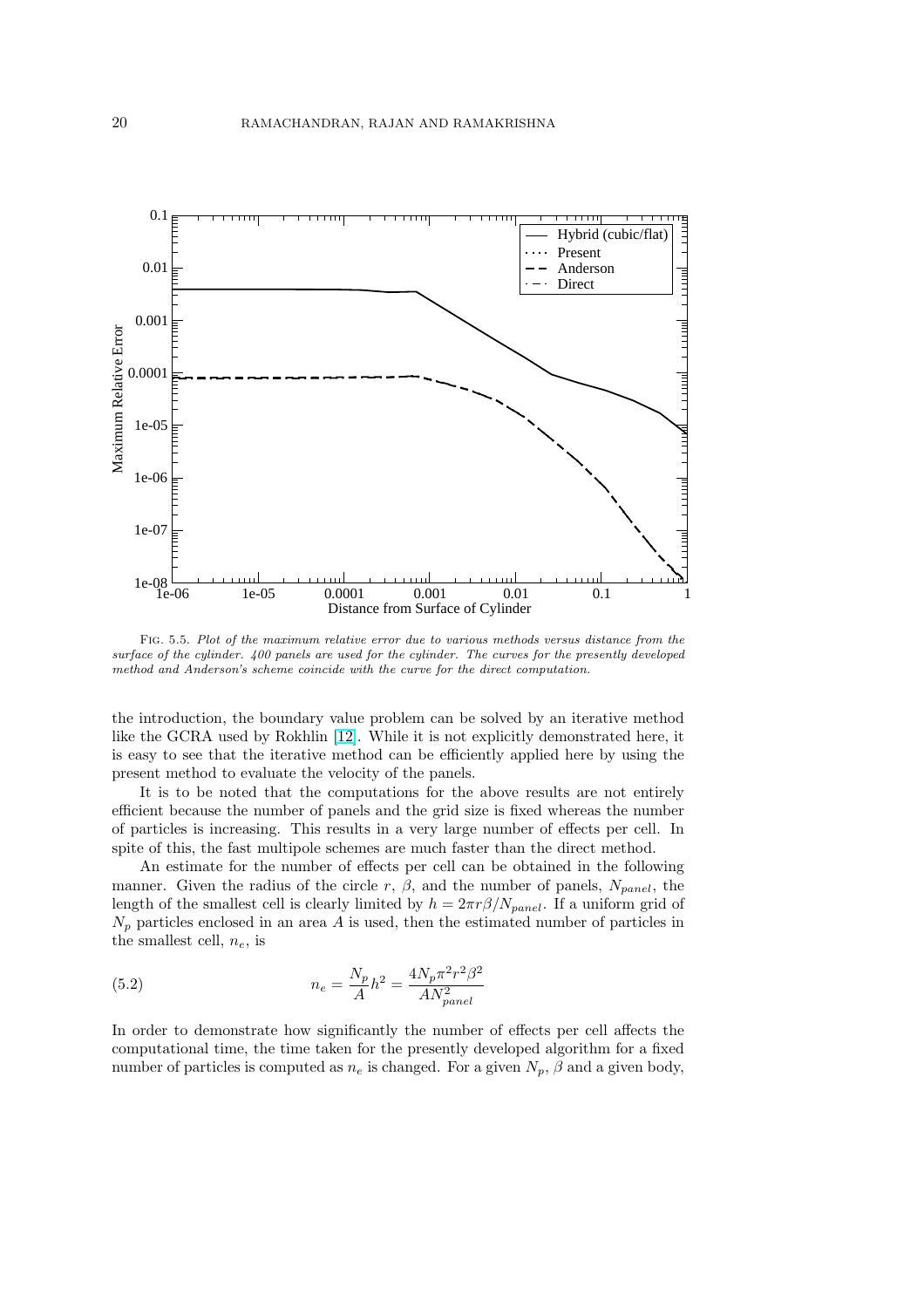FIG. 5.5. *Plot of the maximum relative error due to various methods versus distance from the surface of the cylinder. 400 panels are used for the cylinder. The curves for the presently developed method and Anderson's scheme coincide with the curve for the direct computation.*

the introduction, the boundary value problem can be solved by an iterative method like the GCRA used by Rokhlin [12]. While it is not explicitly demonstrated here, it is easy to see that the iterative method can be efficiently applied here by using the present method to evaluate the velocity of the panels.

It is to be noted that the computations for the above results are not entirely efficient because the number of panels and the grid size is fixed whereas the number of particles is increasing. This results in a very large number of effects per cell. In spite of this, the fast multipole schemes are much faster than the direct method.

An estimate for the number of effects per cell can be obtained in the following manner. Given the radius of the circle $r$, $\beta$, and the number of panels, $N_{panel}$, the length of the smallest cell is clearly limited by $h = 2\pi r\beta/N_{panel}$. If a uniform grid of $N_p$ particles enclosed in an area $A$ is used, then the estimated number of particles in the smallest cell, $n_e$, is

$$n_e = \frac{N_p}{A}h^2 = \frac{4N_p\pi^2r^2\beta^2}{AN_{panel}^2} \tag{5.2}$$

In order to demonstrate how significantly the number of effects per cell affects the computational time, the time taken for the presently developed algorithm for a fixed number of particles is computed as $n_e$ is changed. For a given $N_p$, $\beta$ and a given body,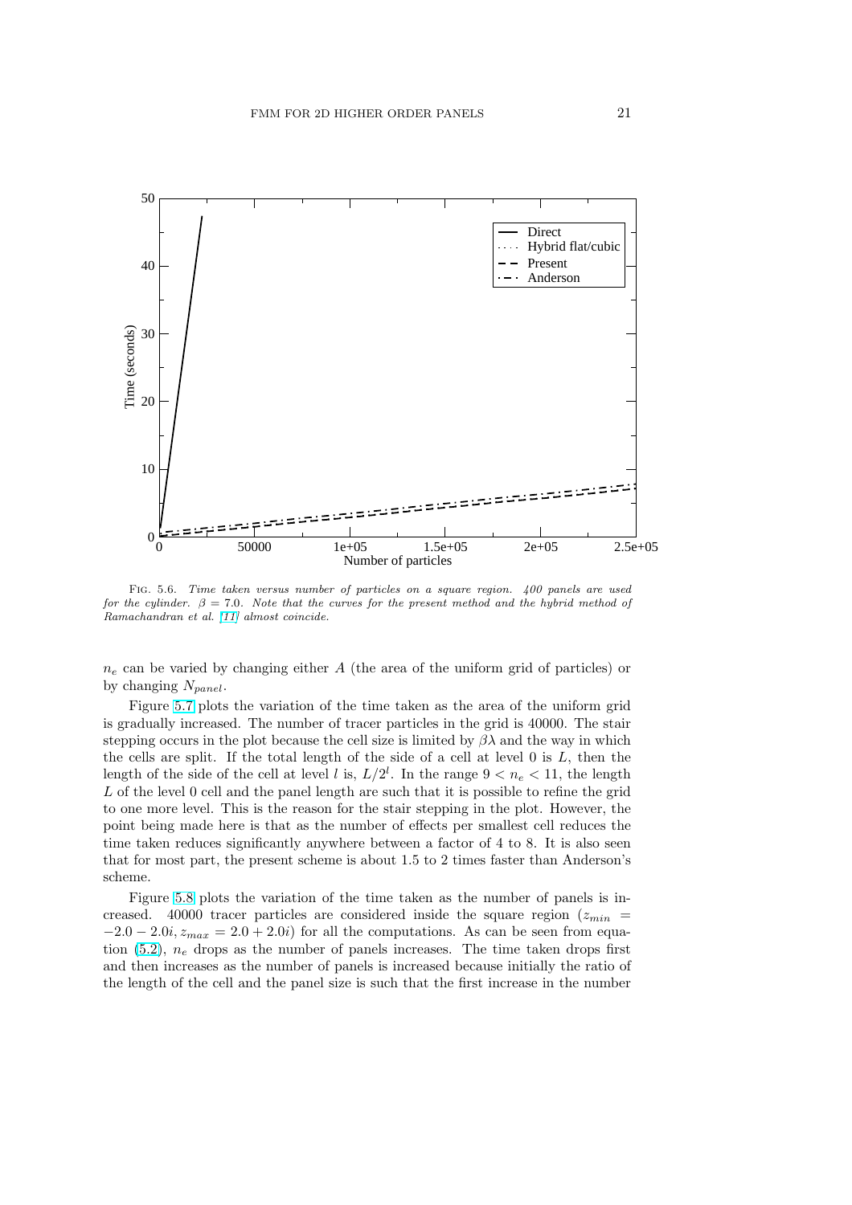FIG. 5.6. *Time taken versus number of particles on a square region. 400 panels are used for the cylinder. $\beta = 7.0$. Note that the curves for the present method and the hybrid method of Ramachandran et al. [11] almost coincide.*

$n_e$ can be varied by changing either $A$ (the area of the uniform grid of particles) or by changing $N_{panel}$.

Figure 5.7 plots the variation of the time taken as the area of the uniform grid is gradually increased. The number of tracer particles in the grid is 40000. The stair stepping occurs in the plot because the cell size is limited by $\beta\lambda$ and the way in which the cells are split. If the total length of the side of a cell at level 0 is $L$, then the length of the side of the cell at level $l$ is, $L/2^l$. In the range $9 < n_e < 11$, the length $L$ of the level 0 cell and the panel length are such that it is possible to refine the grid to one more level. This is the reason for the stair stepping in the plot. However, the point being made here is that as the number of effects per smallest cell reduces the time taken reduces significantly anywhere between a factor of 4 to 8. It is also seen that for most part, the present scheme is about 1.5 to 2 times faster than Anderson's scheme.

Figure 5.8 plots the variation of the time taken as the number of panels is increased. 40000 tracer particles are considered inside the square region ($z_{min} = -2.0 - 2.0i, z_{max} = 2.0 + 2.0i$) for all the computations. As can be seen from equation (5.2), $n_e$ drops as the number of panels increases. The time taken drops first and then increases as the number of panels is increased because initially the ratio of the length of the cell and the panel size is such that the first increase in the number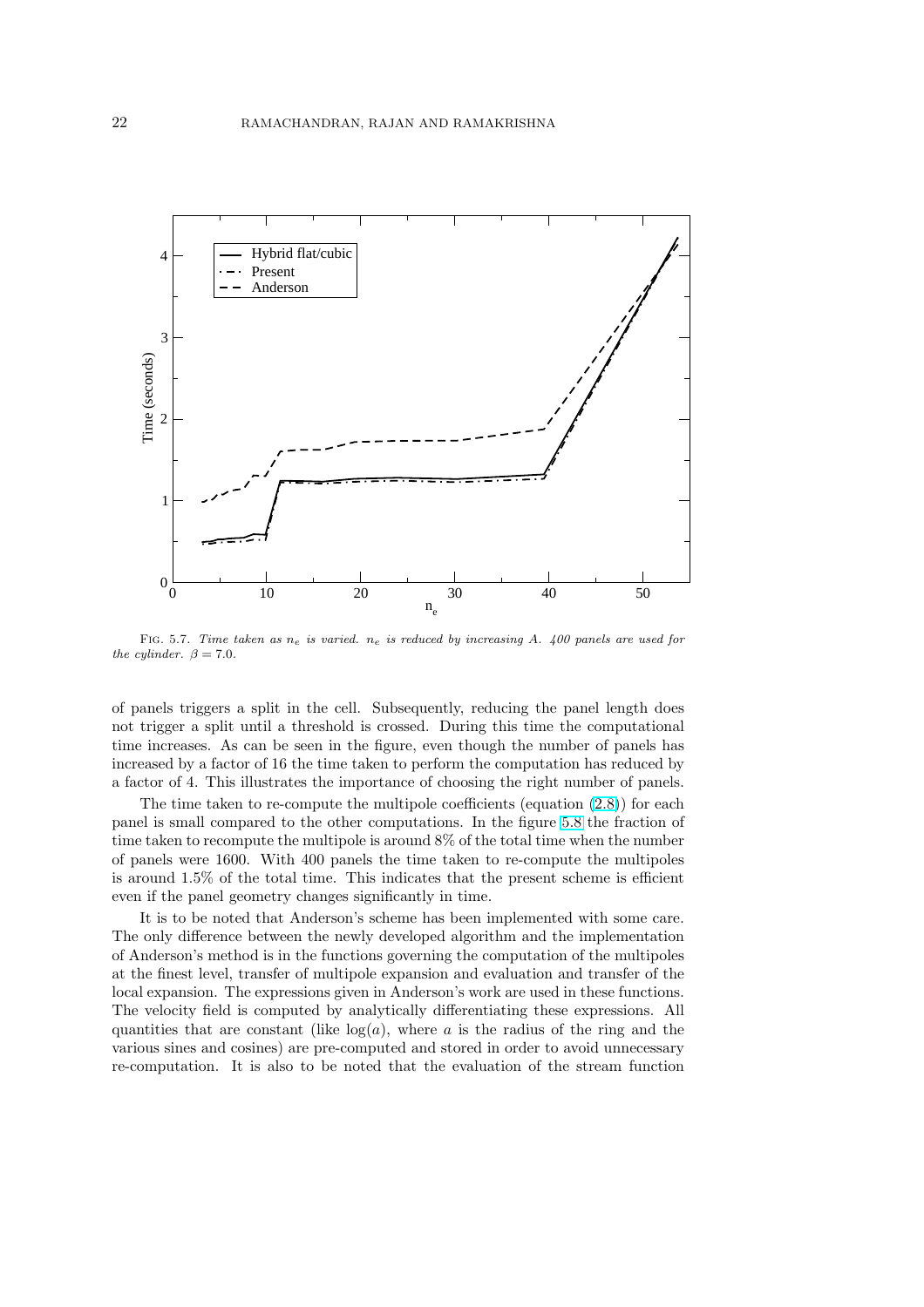FIG. 5.7. *Time taken as $n_e$ is varied. $n_e$ is reduced by increasing A. 400 panels are used for the cylinder.* $\beta = 7.0$.

of panels triggers a split in the cell. Subsequently, reducing the panel length does not trigger a split until a threshold is crossed. During this time the computational time increases. As can be seen in the figure, even though the number of panels has increased by a factor of 16 the time taken to perform the computation has reduced by a factor of 4. This illustrates the importance of choosing the right number of panels.

The time taken to re-compute the multipole coefficients (equation (2.8)) for each panel is small compared to the other computations. In the figure 5.8 the fraction of time taken to recompute the multipole is around 8% of the total time when the number of panels were 1600. With 400 panels the time taken to re-compute the multipoles is around 1.5% of the total time. This indicates that the present scheme is efficient even if the panel geometry changes significantly in time.

It is to be noted that Anderson's scheme has been implemented with some care. The only difference between the newly developed algorithm and the implementation of Anderson's method is in the functions governing the computation of the multipoles at the finest level, transfer of multipole expansion and evaluation and transfer of the local expansion. The expressions given in Anderson's work are used in these functions. The velocity field is computed by analytically differentiating these expressions. All quantities that are constant (like $\log(a)$, where $a$ is the radius of the ring and the various sines and cosines) are pre-computed and stored in order to avoid unnecessary re-computation. It is also to be noted that the evaluation of the stream function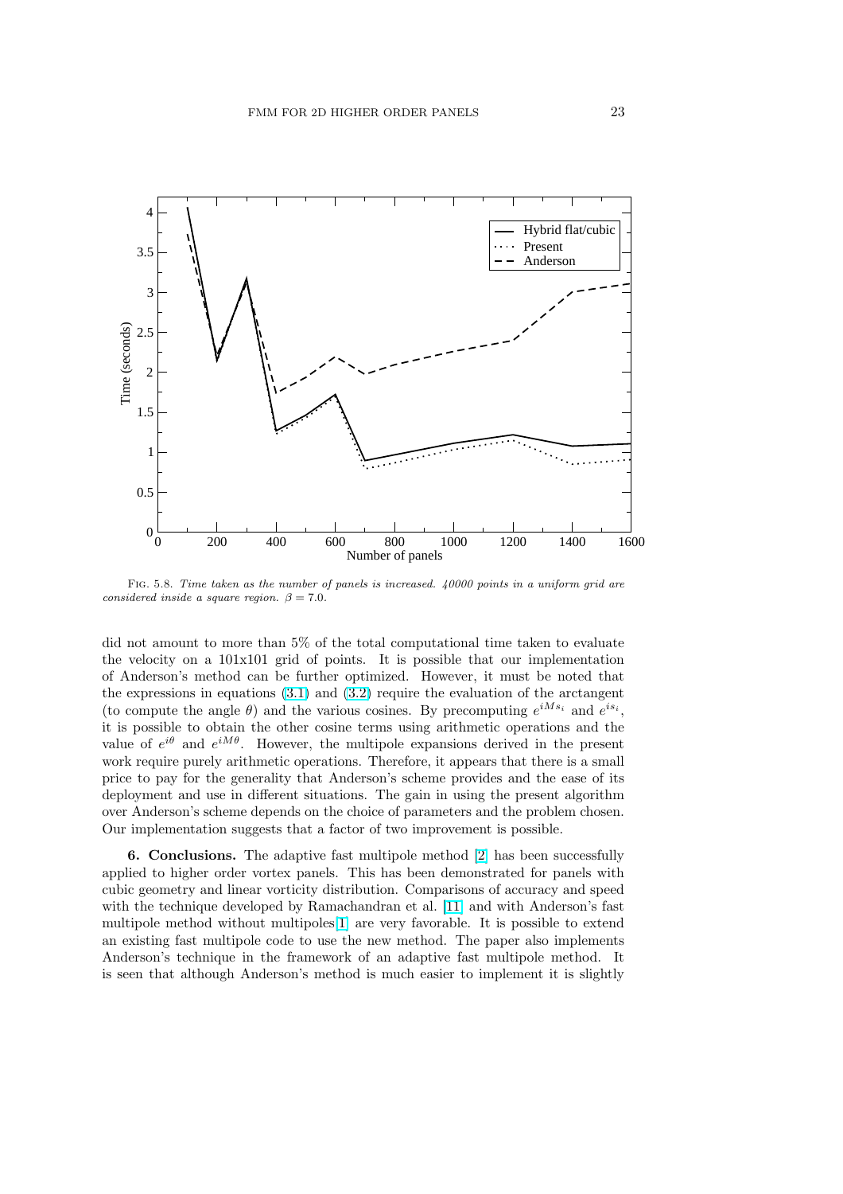FIG. 5.8. *Time taken as the number of panels is increased. 40000 points in a uniform grid are considered inside a square region.* $\beta = 7.0$.

did not amount to more than 5% of the total computational time taken to evaluate the velocity on a 101x101 grid of points. It is possible that our implementation of Anderson's method can be further optimized. However, it must be noted that the expressions in equations (3.1) and (3.2) require the evaluation of the arctangent (to compute the angle $\theta$) and the various cosines. By precomputing $e^{iMs_i}$ and $e^{is_i}$, it is possible to obtain the other cosine terms using arithmetic operations and the value of $e^{i\theta}$ and $e^{iM\theta}$. However, the multipole expansions derived in the present work require purely arithmetic operations. Therefore, it appears that there is a small price to pay for the generality that Anderson's scheme provides and the ease of its deployment and use in different situations. The gain in using the present algorithm over Anderson's scheme depends on the choice of parameters and the problem chosen. Our implementation suggests that a factor of two improvement is possible.

**6. Conclusions.** The adaptive fast multipole method [2] has been successfully applied to higher order vortex panels. This has been demonstrated for panels with cubic geometry and linear vorticity distribution. Comparisons of accuracy and speed with the technique developed by Ramachandran et al. [11] and with Anderson's fast multipole method without multipoles[1] are very favorable. It is possible to extend an existing fast multipole code to use the new method. The paper also implements Anderson's technique in the framework of an adaptive fast multipole method. It is seen that although Anderson's method is much easier to implement it is slightly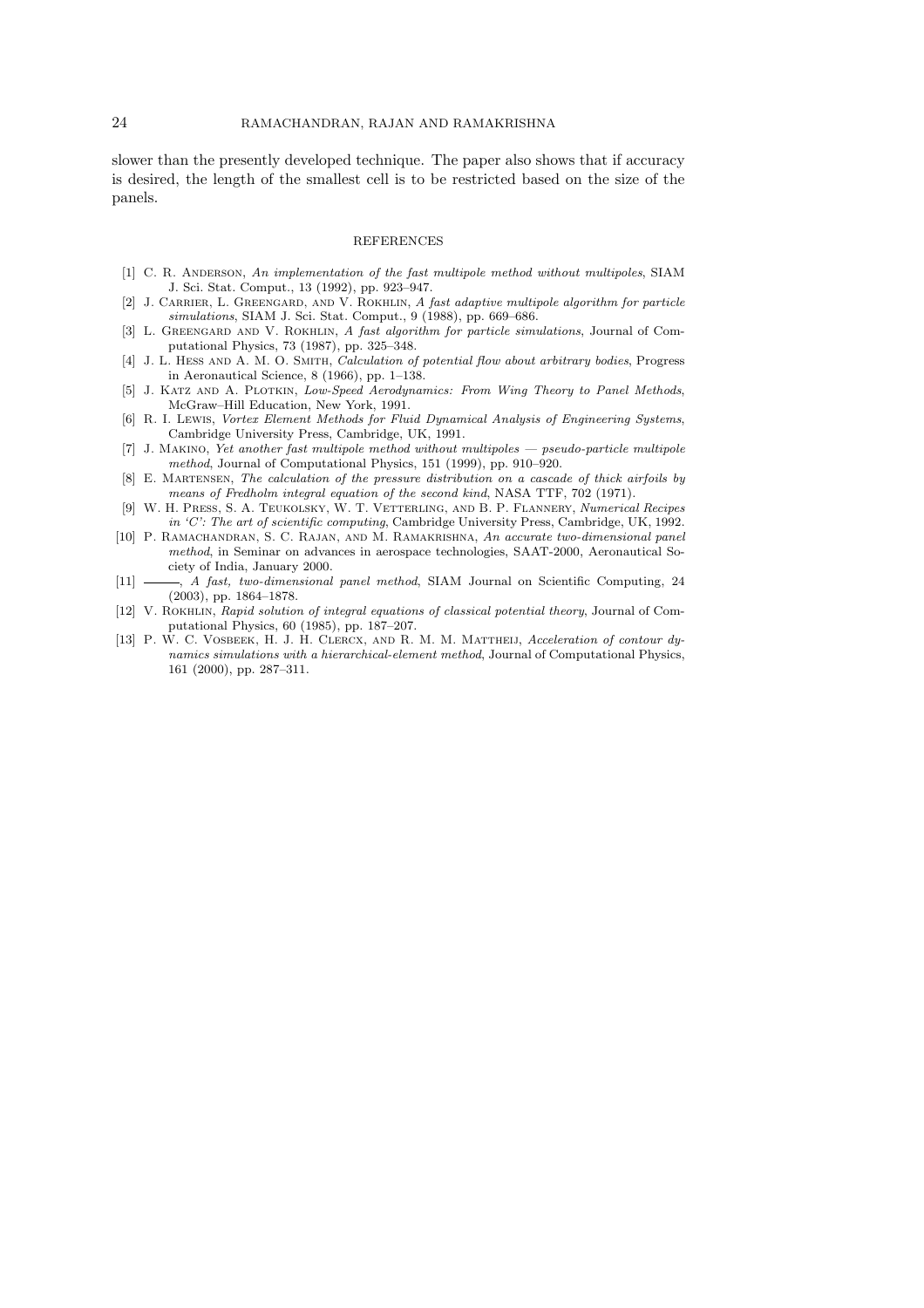slower than the presently developed technique. The paper also shows that if accuracy is desired, the length of the smallest cell is to be restricted based on the size of the panels.

## REFERENCES

[1] C. R. Anderson, *An implementation of the fast multipole method without multipoles*, SIAM J. Sci. Stat. Comput., 13 (1992), pp. 923–947.

[2] J. Carrier, L. Greengard, and V. Rokhlin, *A fast adaptive multipole algorithm for particle simulations*, SIAM J. Sci. Stat. Comput., 9 (1988), pp. 669–686.

[3] L. Greengard and V. Rokhlin, *A fast algorithm for particle simulations*, Journal of Computational Physics, 73 (1987), pp. 325–348.

[4] J. L. Hess and A. M. O. Smith, *Calculation of potential flow about arbitrary bodies*, Progress in Aeronautical Science, 8 (1966), pp. 1–138.

[5] J. Katz and A. Plotkin, *Low-Speed Aerodynamics: From Wing Theory to Panel Methods*, McGraw–Hill Education, New York, 1991.

[6] R. I. Lewis, *Vortex Element Methods for Fluid Dynamical Analysis of Engineering Systems*, Cambridge University Press, Cambridge, UK, 1991.

[7] J. Makino, *Yet another fast multipole method without multipoles — pseudo-particle multipole method*, Journal of Computational Physics, 151 (1999), pp. 910–920.

[8] E. Martensen, *The calculation of the pressure distribution on a cascade of thick airfoils by means of Fredholm integral equation of the second kind*, NASA TTF, 702 (1971).

[9] W. H. Press, S. A. Teukolsky, W. T. Vetterling, and B. P. Flannery, *Numerical Recipes in 'C': The art of scientific computing*, Cambridge University Press, Cambridge, UK, 1992.

[10] P. Ramachandran, S. C. Rajan, and M. Ramakrishna, *An accurate two-dimensional panel method*, in Seminar on advances in aerospace technologies, SAAT-2000, Aeronautical Society of India, January 2000.

[11] ———, *A fast, two-dimensional panel method*, SIAM Journal on Scientific Computing, 24 (2003), pp. 1864–1878.

[12] V. Rokhlin, *Rapid solution of integral equations of classical potential theory*, Journal of Computational Physics, 60 (1985), pp. 187–207.

[13] P. W. C. Vosbeek, H. J. H. Clercx, and R. M. M. Mattheij, *Acceleration of contour dynamics simulations with a hierarchical-element method*, Journal of Computational Physics, 161 (2000), pp. 287–311.